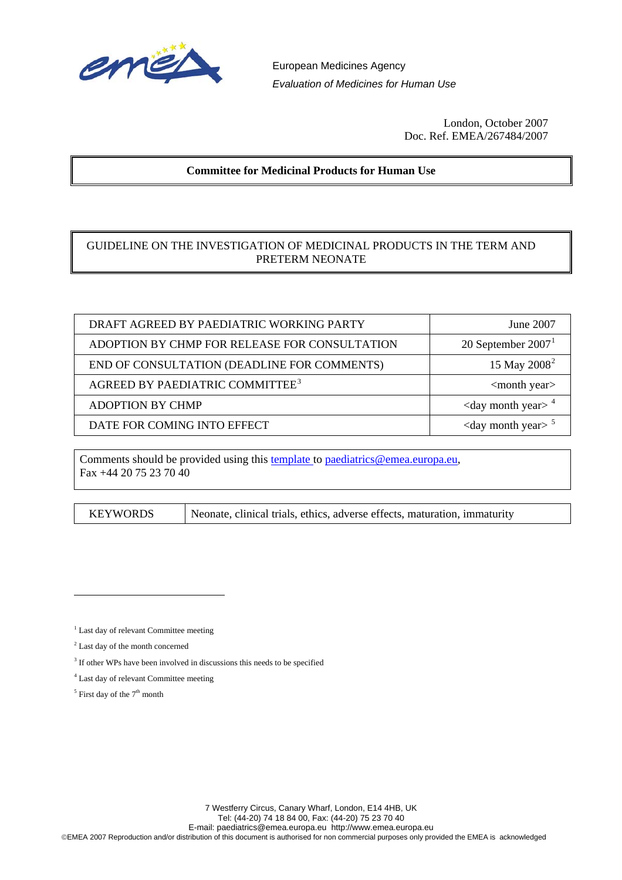European Medicines Agency
*Evaluation of Medicines for Human Use*

London, October 2007
Doc. Ref. EMEA/267484/2007

**Committee for Medicinal Products for Human Use**

# GUIDELINE ON THE INVESTIGATION OF MEDICINAL PRODUCTS IN THE TERM AND PRETERM NEONATE

| | |
|---|---|
| DRAFT AGREED BY PAEDIATRIC WORKING PARTY | June 2007 |
| ADOPTION BY CHMP FOR RELEASE FOR CONSULTATION | 20 September 2007[1] |
| END OF CONSULTATION (DEADLINE FOR COMMENTS) | 15 May 2008[2] |
| AGREED BY PAEDIATRIC COMMITTEE[3] | <month year> |
| ADOPTION BY CHMP | <day month year> [4] |
| DATE FOR COMING INTO EFFECT | <day month year> [5] |

Comments should be provided using this template to paediatrics@emea.europa.eu,
Fax +44 20 75 23 70 40

| | |
|---|---|
| KEYWORDS | Neonate, clinical trials, ethics, adverse effects, maturation, immaturity |

[1] Last day of relevant Committee meeting

[2] Last day of the month concerned

[3] If other WPs have been involved in discussions this needs to be specified

[4] Last day of relevant Committee meeting

[5] First day of the 7th month

7 Westferry Circus, Canary Wharf, London, E14 4HB, UK
Tel: (44-20) 74 18 84 00, Fax: (44-20) 75 23 70 40
E-mail: paediatrics@emea.europa.eu http://www.emea.europa.eu
©EMEA 2007 Reproduction and/or distribution of this document is authorised for non commercial purposes only provided the EMEA is acknowledged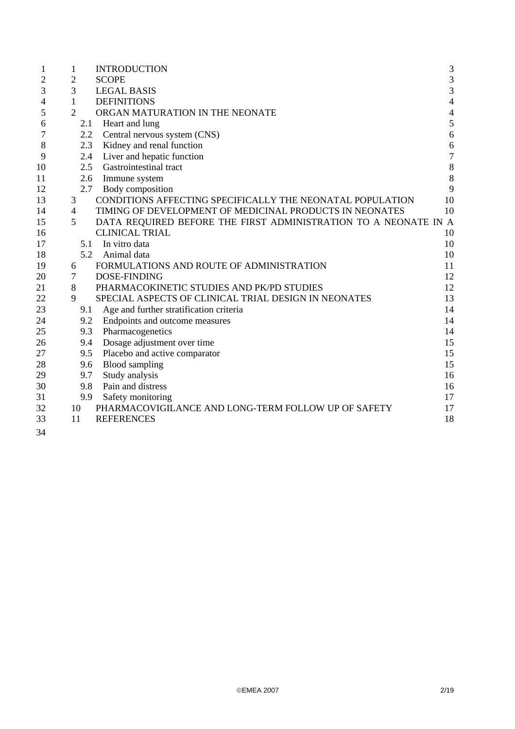| | | |
|---|---|---|
| 1 | INTRODUCTION | 3 |
| 2 | SCOPE | 3 |
| 3 | LEGAL BASIS | 3 |
| 1 | DEFINITIONS | 4 |
| 2 | ORGAN MATURATION IN THE NEONATE | 4 |
| 2.1 | Heart and lung | 5 |
| 2.2 | Central nervous system (CNS) | 6 |
| 2.3 | Kidney and renal function | 6 |
| 2.4 | Liver and hepatic function | 7 |
| 2.5 | Gastrointestinal tract | 8 |
| 2.6 | Immune system | 8 |
| 2.7 | Body composition | 9 |
| 3 | CONDITIONS AFFECTING SPECIFICALLY THE NEONATAL POPULATION | 10 |
| 4 | TIMING OF DEVELOPMENT OF MEDICINAL PRODUCTS IN NEONATES | 10 |
| 5 | DATA REQUIRED BEFORE THE FIRST ADMINISTRATION TO A NEONATE IN A CLINICAL TRIAL | 10 |
| 5.1 | In vitro data | 10 |
| 5.2 | Animal data | 10 |
| 6 | FORMULATIONS AND ROUTE OF ADMINISTRATION | 11 |
| 7 | DOSE-FINDING | 12 |
| 8 | PHARMACOKINETIC STUDIES AND PK/PD STUDIES | 12 |
| 9 | SPECIAL ASPECTS OF CLINICAL TRIAL DESIGN IN NEONATES | 13 |
| 9.1 | Age and further stratification criteria | 14 |
| 9.2 | Endpoints and outcome measures | 14 |
| 9.3 | Pharmacogenetics | 14 |
| 9.4 | Dosage adjustment over time | 15 |
| 9.5 | Placebo and active comparator | 15 |
| 9.6 | Blood sampling | 15 |
| 9.7 | Study analysis | 16 |
| 9.8 | Pain and distress | 16 |
| 9.9 | Safety monitoring | 17 |
| 10 | PHARMACOVIGILANCE AND LONG-TERM FOLLOW UP OF SAFETY | 17 |
| 11 | REFERENCES | 18 |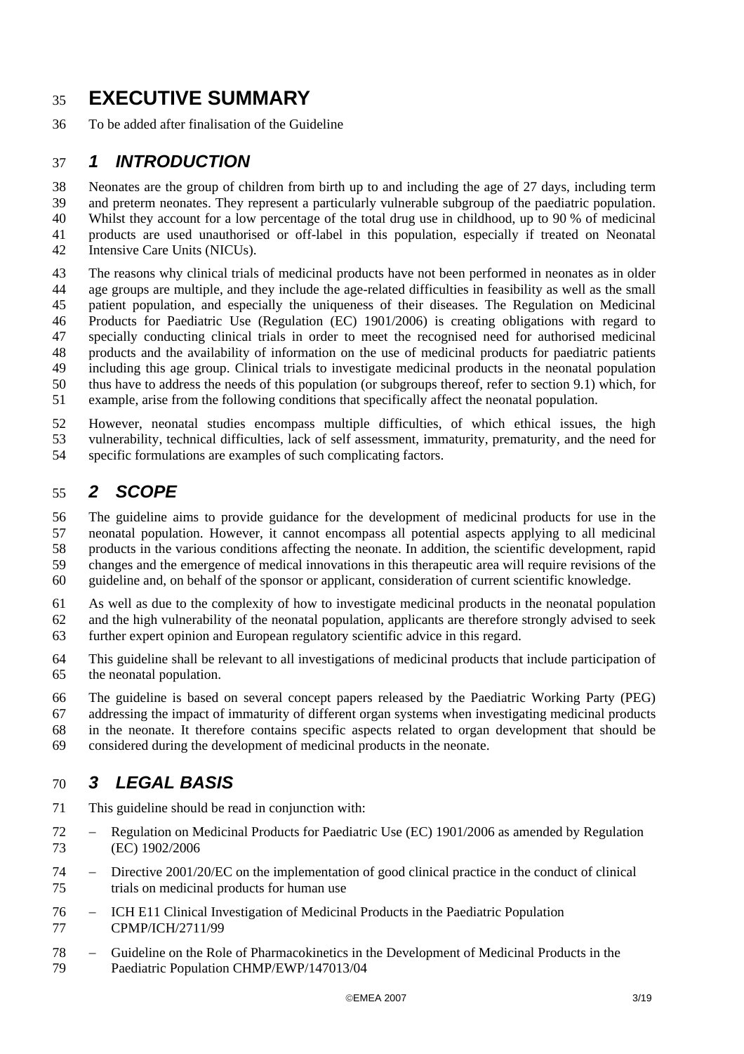# EXECUTIVE SUMMARY

To be added after finalisation of the Guideline

## *1 INTRODUCTION*

Neonates are the group of children from birth up to and including the age of 27 days, including term and preterm neonates. They represent a particularly vulnerable subgroup of the paediatric population. Whilst they account for a low percentage of the total drug use in childhood, up to 90 % of medicinal products are used unauthorised or off-label in this population, especially if treated on Neonatal Intensive Care Units (NICUs).

The reasons why clinical trials of medicinal products have not been performed in neonates as in older age groups are multiple, and they include the age-related difficulties in feasibility as well as the small patient population, and especially the uniqueness of their diseases. The Regulation on Medicinal Products for Paediatric Use (Regulation (EC) 1901/2006) is creating obligations with regard to specially conducting clinical trials in order to meet the recognised need for authorised medicinal products and the availability of information on the use of medicinal products for paediatric patients including this age group. Clinical trials to investigate medicinal products in the neonatal population thus have to address the needs of this population (or subgroups thereof, refer to section 9.1) which, for example, arise from the following conditions that specifically affect the neonatal population.

However, neonatal studies encompass multiple difficulties, of which ethical issues, the high vulnerability, technical difficulties, lack of self assessment, immaturity, prematurity, and the need for specific formulations are examples of such complicating factors.

## *2 SCOPE*

The guideline aims to provide guidance for the development of medicinal products for use in the neonatal population. However, it cannot encompass all potential aspects applying to all medicinal products in the various conditions affecting the neonate. In addition, the scientific development, rapid changes and the emergence of medical innovations in this therapeutic area will require revisions of the guideline and, on behalf of the sponsor or applicant, consideration of current scientific knowledge.

As well as due to the complexity of how to investigate medicinal products in the neonatal population and the high vulnerability of the neonatal population, applicants are therefore strongly advised to seek further expert opinion and European regulatory scientific advice in this regard.

This guideline shall be relevant to all investigations of medicinal products that include participation of the neonatal population.

The guideline is based on several concept papers released by the Paediatric Working Party (PEG) addressing the impact of immaturity of different organ systems when investigating medicinal products in the neonate. It therefore contains specific aspects related to organ development that should be considered during the development of medicinal products in the neonate.

## *3 LEGAL BASIS*

This guideline should be read in conjunction with:

- Regulation on Medicinal Products for Paediatric Use (EC) 1901/2006 as amended by Regulation (EC) 1902/2006
- Directive 2001/20/EC on the implementation of good clinical practice in the conduct of clinical trials on medicinal products for human use
- ICH E11 Clinical Investigation of Medicinal Products in the Paediatric Population CPMP/ICH/2711/99
- Guideline on the Role of Pharmacokinetics in the Development of Medicinal Products in the Paediatric Population CHMP/EWP/147013/04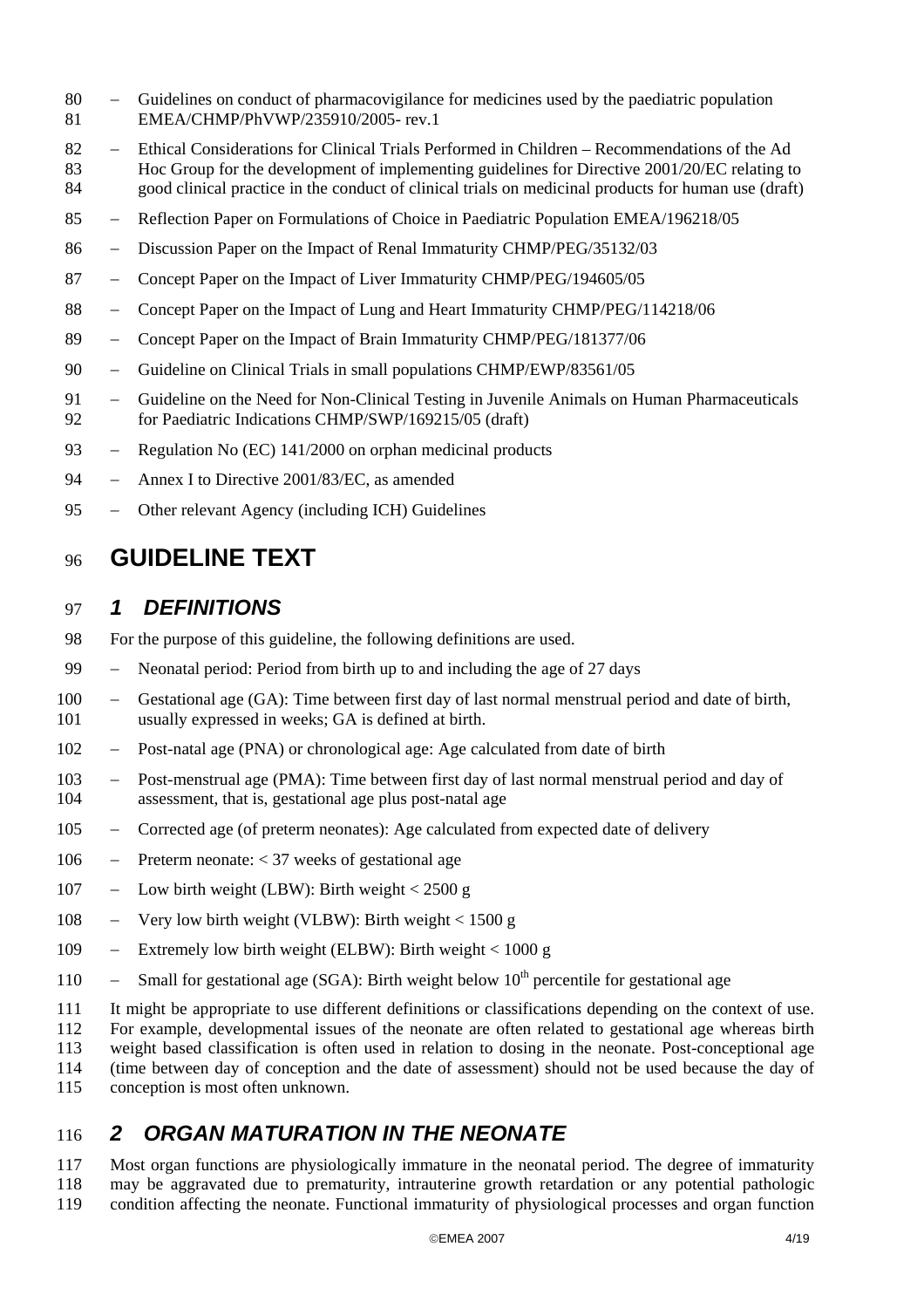- Guidelines on conduct of pharmacovigilance for medicines used by the paediatric population EMEA/CHMP/PhVWP/235910/2005- rev.1
- Ethical Considerations for Clinical Trials Performed in Children – Recommendations of the Ad Hoc Group for the development of implementing guidelines for Directive 2001/20/EC relating to good clinical practice in the conduct of clinical trials on medicinal products for human use (draft)
- Reflection Paper on Formulations of Choice in Paediatric Population EMEA/196218/05
- Discussion Paper on the Impact of Renal Immaturity CHMP/PEG/35132/03
- Concept Paper on the Impact of Liver Immaturity CHMP/PEG/194605/05
- Concept Paper on the Impact of Lung and Heart Immaturity CHMP/PEG/114218/06
- Concept Paper on the Impact of Brain Immaturity CHMP/PEG/181377/06
- Guideline on Clinical Trials in small populations CHMP/EWP/83561/05
- Guideline on the Need for Non-Clinical Testing in Juvenile Animals on Human Pharmaceuticals for Paediatric Indications CHMP/SWP/169215/05 (draft)
- Regulation No (EC) 141/2000 on orphan medicinal products
- Annex I to Directive 2001/83/EC, as amended
- Other relevant Agency (including ICH) Guidelines

# GUIDELINE TEXT

## *1 DEFINITIONS*

For the purpose of this guideline, the following definitions are used.

- Neonatal period: Period from birth up to and including the age of 27 days
- Gestational age (GA): Time between first day of last normal menstrual period and date of birth, usually expressed in weeks; GA is defined at birth.
- Post-natal age (PNA) or chronological age: Age calculated from date of birth
- Post-menstrual age (PMA): Time between first day of last normal menstrual period and day of assessment, that is, gestational age plus post-natal age
- Corrected age (of preterm neonates): Age calculated from expected date of delivery
- Preterm neonate: < 37 weeks of gestational age
- Low birth weight (LBW): Birth weight < 2500 g
- Very low birth weight (VLBW): Birth weight < 1500 g
- Extremely low birth weight (ELBW): Birth weight < 1000 g
- Small for gestational age (SGA): Birth weight below 10th percentile for gestational age

It might be appropriate to use different definitions or classifications depending on the context of use. For example, developmental issues of the neonate are often related to gestational age whereas birth weight based classification is often used in relation to dosing in the neonate. Post-conceptional age (time between day of conception and the date of assessment) should not be used because the day of conception is most often unknown.

## *2 ORGAN MATURATION IN THE NEONATE*

Most organ functions are physiologically immature in the neonatal period. The degree of immaturity may be aggravated due to prematurity, intrauterine growth retardation or any potential pathologic condition affecting the neonate. Functional immaturity of physiological processes and organ function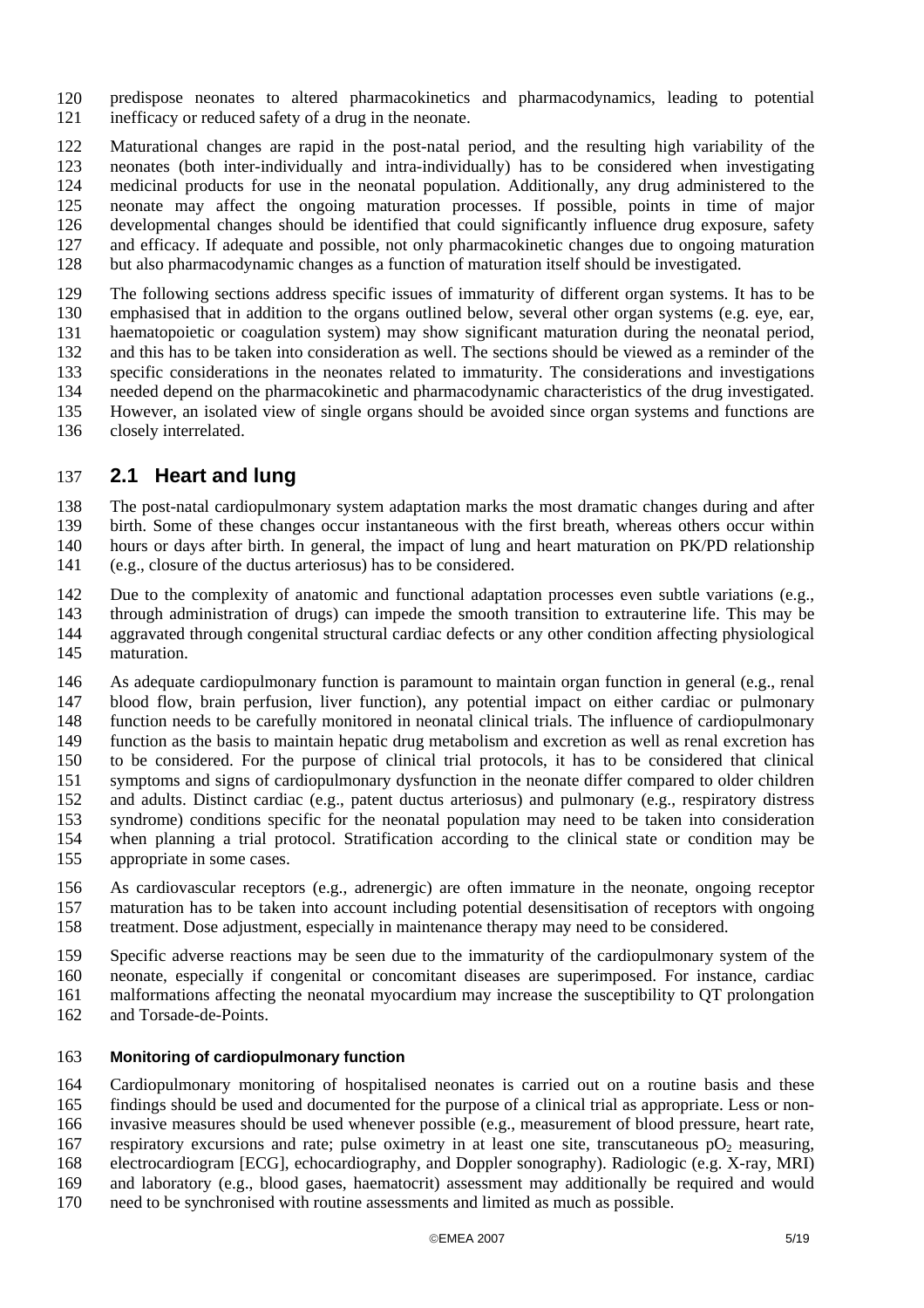predispose neonates to altered pharmacokinetics and pharmacodynamics, leading to potential inefficacy or reduced safety of a drug in the neonate.

Maturational changes are rapid in the post-natal period, and the resulting high variability of the neonates (both inter-individually and intra-individually) has to be considered when investigating medicinal products for use in the neonatal population. Additionally, any drug administered to the neonate may affect the ongoing maturation processes. If possible, points in time of major developmental changes should be identified that could significantly influence drug exposure, safety and efficacy. If adequate and possible, not only pharmacokinetic changes due to ongoing maturation but also pharmacodynamic changes as a function of maturation itself should be investigated.

The following sections address specific issues of immaturity of different organ systems. It has to be emphasised that in addition to the organs outlined below, several other organ systems (e.g. eye, ear, haematopoietic or coagulation system) may show significant maturation during the neonatal period, and this has to be taken into consideration as well. The sections should be viewed as a reminder of the specific considerations in the neonates related to immaturity. The considerations and investigations needed depend on the pharmacokinetic and pharmacodynamic characteristics of the drug investigated. However, an isolated view of single organs should be avoided since organ systems and functions are closely interrelated.

## 2.1 Heart and lung

The post-natal cardiopulmonary system adaptation marks the most dramatic changes during and after birth. Some of these changes occur instantaneous with the first breath, whereas others occur within hours or days after birth. In general, the impact of lung and heart maturation on PK/PD relationship (e.g., closure of the ductus arteriosus) has to be considered.

Due to the complexity of anatomic and functional adaptation processes even subtle variations (e.g., through administration of drugs) can impede the smooth transition to extrauterine life. This may be aggravated through congenital structural cardiac defects or any other condition affecting physiological maturation.

As adequate cardiopulmonary function is paramount to maintain organ function in general (e.g., renal blood flow, brain perfusion, liver function), any potential impact on either cardiac or pulmonary function needs to be carefully monitored in neonatal clinical trials. The influence of cardiopulmonary function as the basis to maintain hepatic drug metabolism and excretion as well as renal excretion has to be considered. For the purpose of clinical trial protocols, it has to be considered that clinical symptoms and signs of cardiopulmonary dysfunction in the neonate differ compared to older children and adults. Distinct cardiac (e.g., patent ductus arteriosus) and pulmonary (e.g., respiratory distress syndrome) conditions specific for the neonatal population may need to be taken into consideration when planning a trial protocol. Stratification according to the clinical state or condition may be appropriate in some cases.

As cardiovascular receptors (e.g., adrenergic) are often immature in the neonate, ongoing receptor maturation has to be taken into account including potential desensitisation of receptors with ongoing treatment. Dose adjustment, especially in maintenance therapy may need to be considered.

Specific adverse reactions may be seen due to the immaturity of the cardiopulmonary system of the neonate, especially if congenital or concomitant diseases are superimposed. For instance, cardiac malformations affecting the neonatal myocardium may increase the susceptibility to QT prolongation and Torsade-de-Points.

#### Monitoring of cardiopulmonary function

Cardiopulmonary monitoring of hospitalised neonates is carried out on a routine basis and these findings should be used and documented for the purpose of a clinical trial as appropriate. Less or non-invasive measures should be used whenever possible (e.g., measurement of blood pressure, heart rate, respiratory excursions and rate; pulse oximetry in at least one site, transcutaneous $pO_2$ measuring, electrocardiogram [ECG], echocardiography, and Doppler sonography). Radiologic (e.g. X-ray, MRI) and laboratory (e.g., blood gases, haematocrit) assessment may additionally be required and would need to be synchronised with routine assessments and limited as much as possible.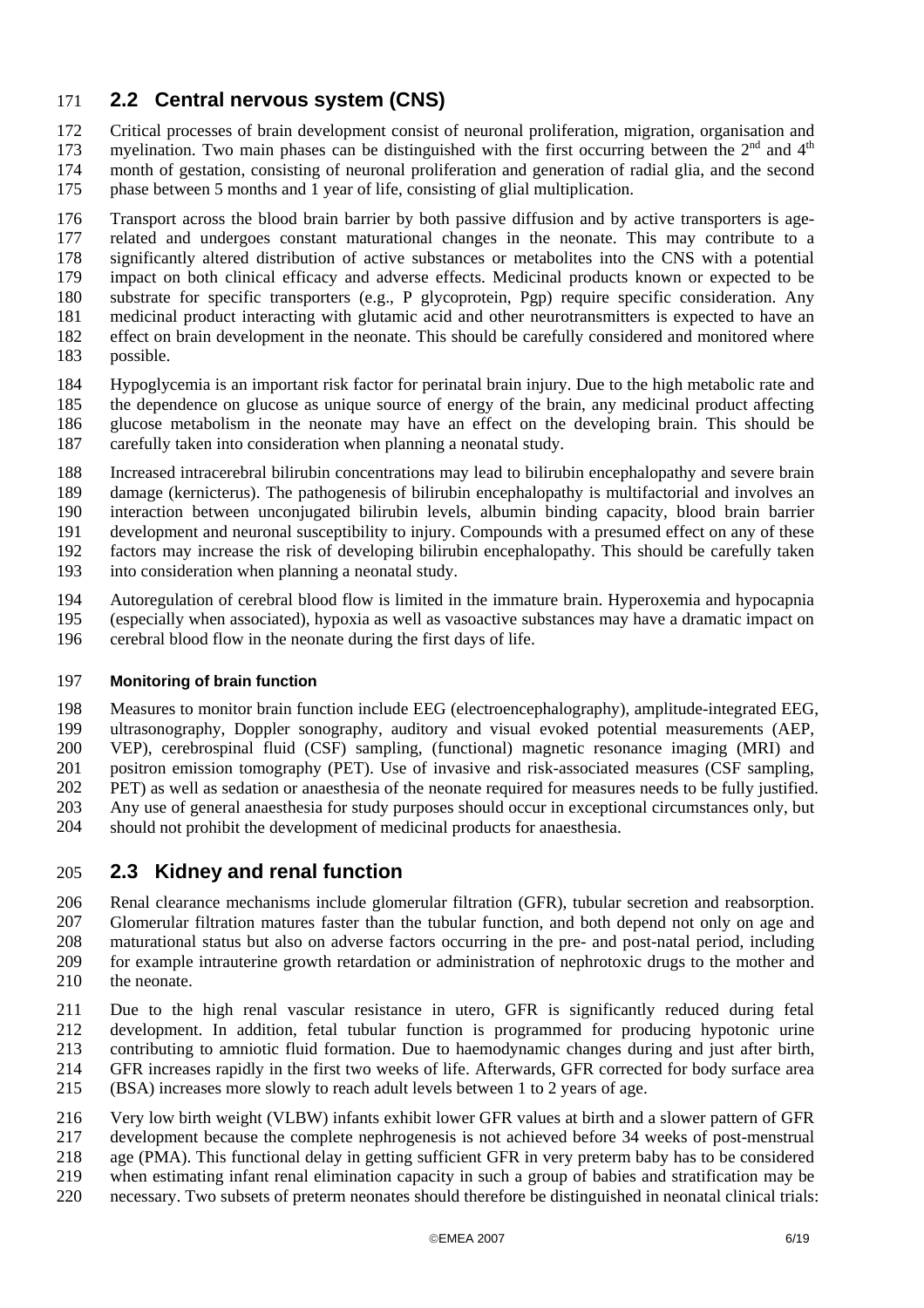## 2.2 Central nervous system (CNS)

Critical processes of brain development consist of neuronal proliferation, migration, organisation and myelination. Two main phases can be distinguished with the first occurring between the 2nd and 4th month of gestation, consisting of neuronal proliferation and generation of radial glia, and the second phase between 5 months and 1 year of life, consisting of glial multiplication.

Transport across the blood brain barrier by both passive diffusion and by active transporters is age-related and undergoes constant maturational changes in the neonate. This may contribute to a significantly altered distribution of active substances or metabolites into the CNS with a potential impact on both clinical efficacy and adverse effects. Medicinal products known or expected to be substrate for specific transporters (e.g., P glycoprotein, Pgp) require specific consideration. Any medicinal product interacting with glutamic acid and other neurotransmitters is expected to have an effect on brain development in the neonate. This should be carefully considered and monitored where possible.

Hypoglycemia is an important risk factor for perinatal brain injury. Due to the high metabolic rate and the dependence on glucose as unique source of energy of the brain, any medicinal product affecting glucose metabolism in the neonate may have an effect on the developing brain. This should be carefully taken into consideration when planning a neonatal study.

Increased intracerebral bilirubin concentrations may lead to bilirubin encephalopathy and severe brain damage (kernicterus). The pathogenesis of bilirubin encephalopathy is multifactorial and involves an interaction between unconjugated bilirubin levels, albumin binding capacity, blood brain barrier development and neuronal susceptibility to injury. Compounds with a presumed effect on any of these factors may increase the risk of developing bilirubin encephalopathy. This should be carefully taken into consideration when planning a neonatal study.

Autoregulation of cerebral blood flow is limited in the immature brain. Hyperoxemia and hypocapnia (especially when associated), hypoxia as well as vasoactive substances may have a dramatic impact on cerebral blood flow in the neonate during the first days of life.

#### Monitoring of brain function

Measures to monitor brain function include EEG (electroencephalography), amplitude-integrated EEG, ultrasonography, Doppler sonography, auditory and visual evoked potential measurements (AEP, VEP), cerebrospinal fluid (CSF) sampling, (functional) magnetic resonance imaging (MRI) and positron emission tomography (PET). Use of invasive and risk-associated measures (CSF sampling, PET) as well as sedation or anaesthesia of the neonate required for measures needs to be fully justified. Any use of general anaesthesia for study purposes should occur in exceptional circumstances only, but should not prohibit the development of medicinal products for anaesthesia.

## 2.3 Kidney and renal function

Renal clearance mechanisms include glomerular filtration (GFR), tubular secretion and reabsorption. Glomerular filtration matures faster than the tubular function, and both depend not only on age and maturational status but also on adverse factors occurring in the pre- and post-natal period, including for example intrauterine growth retardation or administration of nephrotoxic drugs to the mother and the neonate.

Due to the high renal vascular resistance in utero, GFR is significantly reduced during fetal development. In addition, fetal tubular function is programmed for producing hypotonic urine contributing to amniotic fluid formation. Due to haemodynamic changes during and just after birth, GFR increases rapidly in the first two weeks of life. Afterwards, GFR corrected for body surface area (BSA) increases more slowly to reach adult levels between 1 to 2 years of age.

Very low birth weight (VLBW) infants exhibit lower GFR values at birth and a slower pattern of GFR development because the complete nephrogenesis is not achieved before 34 weeks of post-menstrual age (PMA). This functional delay in getting sufficient GFR in very preterm baby has to be considered when estimating infant renal elimination capacity in such a group of babies and stratification may be necessary. Two subsets of preterm neonates should therefore be distinguished in neonatal clinical trials: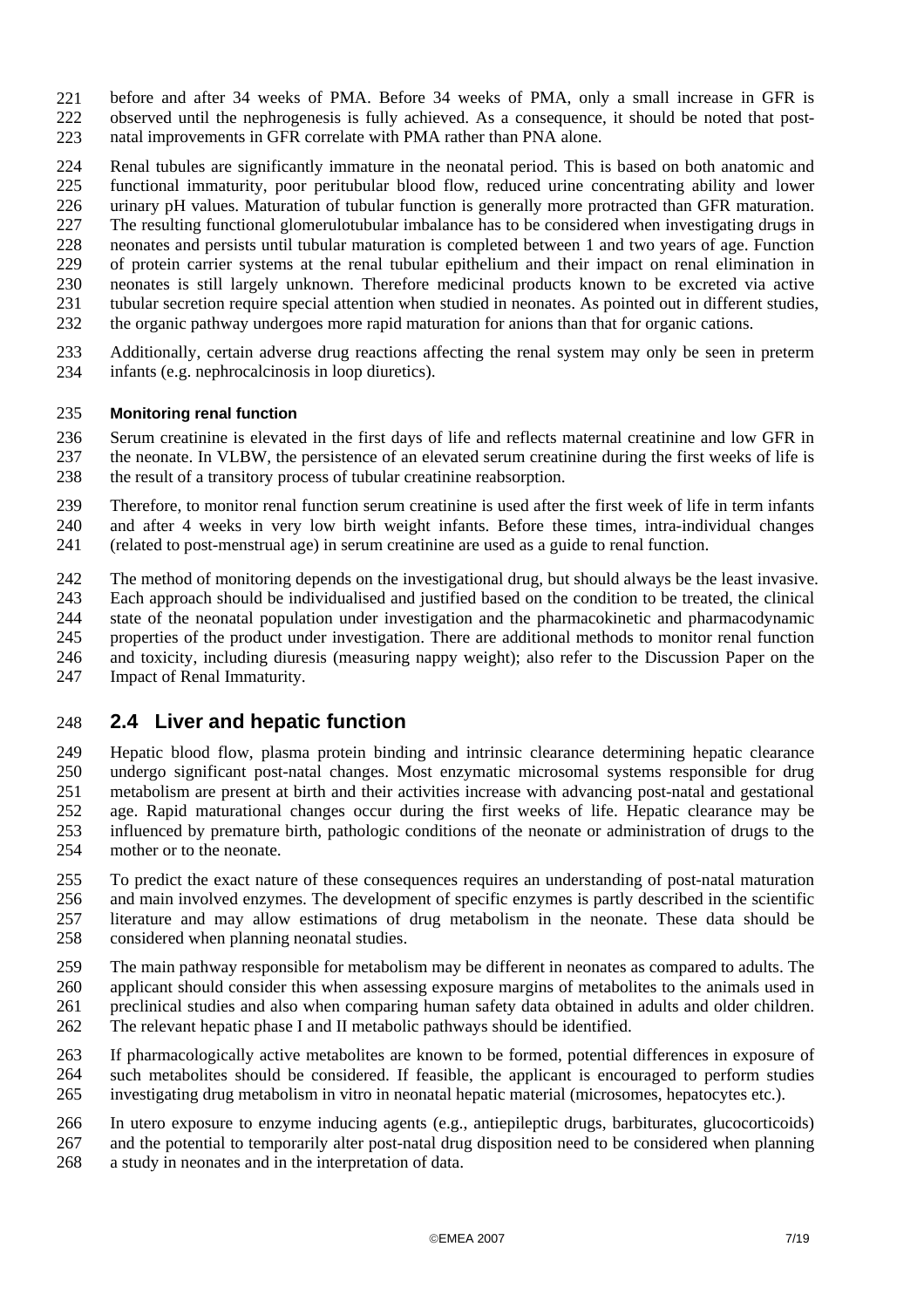before and after 34 weeks of PMA. Before 34 weeks of PMA, only a small increase in GFR is observed until the nephrogenesis is fully achieved. As a consequence, it should be noted that post-natal improvements in GFR correlate with PMA rather than PNA alone.

Renal tubules are significantly immature in the neonatal period. This is based on both anatomic and functional immaturity, poor peritubular blood flow, reduced urine concentrating ability and lower urinary pH values. Maturation of tubular function is generally more protracted than GFR maturation. The resulting functional glomerulotubular imbalance has to be considered when investigating drugs in neonates and persists until tubular maturation is completed between 1 and two years of age. Function of protein carrier systems at the renal tubular epithelium and their impact on renal elimination in neonates is still largely unknown. Therefore medicinal products known to be excreted via active tubular secretion require special attention when studied in neonates. As pointed out in different studies, the organic pathway undergoes more rapid maturation for anions than that for organic cations.

Additionally, certain adverse drug reactions affecting the renal system may only be seen in preterm infants (e.g. nephrocalcinosis in loop diuretics).

**Monitoring renal function**

Serum creatinine is elevated in the first days of life and reflects maternal creatinine and low GFR in the neonate. In VLBW, the persistence of an elevated serum creatinine during the first weeks of life is the result of a transitory process of tubular creatinine reabsorption.

Therefore, to monitor renal function serum creatinine is used after the first week of life in term infants and after 4 weeks in very low birth weight infants. Before these times, intra-individual changes (related to post-menstrual age) in serum creatinine are used as a guide to renal function.

The method of monitoring depends on the investigational drug, but should always be the least invasive. Each approach should be individualised and justified based on the condition to be treated, the clinical state of the neonatal population under investigation and the pharmacokinetic and pharmacodynamic properties of the product under investigation. There are additional methods to monitor renal function and toxicity, including diuresis (measuring nappy weight); also refer to the Discussion Paper on the Impact of Renal Immaturity.

## 2.4 Liver and hepatic function

Hepatic blood flow, plasma protein binding and intrinsic clearance determining hepatic clearance undergo significant post-natal changes. Most enzymatic microsomal systems responsible for drug metabolism are present at birth and their activities increase with advancing post-natal and gestational age. Rapid maturational changes occur during the first weeks of life. Hepatic clearance may be influenced by premature birth, pathologic conditions of the neonate or administration of drugs to the mother or to the neonate.

To predict the exact nature of these consequences requires an understanding of post-natal maturation and main involved enzymes. The development of specific enzymes is partly described in the scientific literature and may allow estimations of drug metabolism in the neonate. These data should be considered when planning neonatal studies.

The main pathway responsible for metabolism may be different in neonates as compared to adults. The applicant should consider this when assessing exposure margins of metabolites to the animals used in preclinical studies and also when comparing human safety data obtained in adults and older children. The relevant hepatic phase I and II metabolic pathways should be identified.

If pharmacologically active metabolites are known to be formed, potential differences in exposure of such metabolites should be considered. If feasible, the applicant is encouraged to perform studies investigating drug metabolism in vitro in neonatal hepatic material (microsomes, hepatocytes etc.).

In utero exposure to enzyme inducing agents (e.g., antiepileptic drugs, barbiturates, glucocorticoids) and the potential to temporarily alter post-natal drug disposition need to be considered when planning a study in neonates and in the interpretation of data.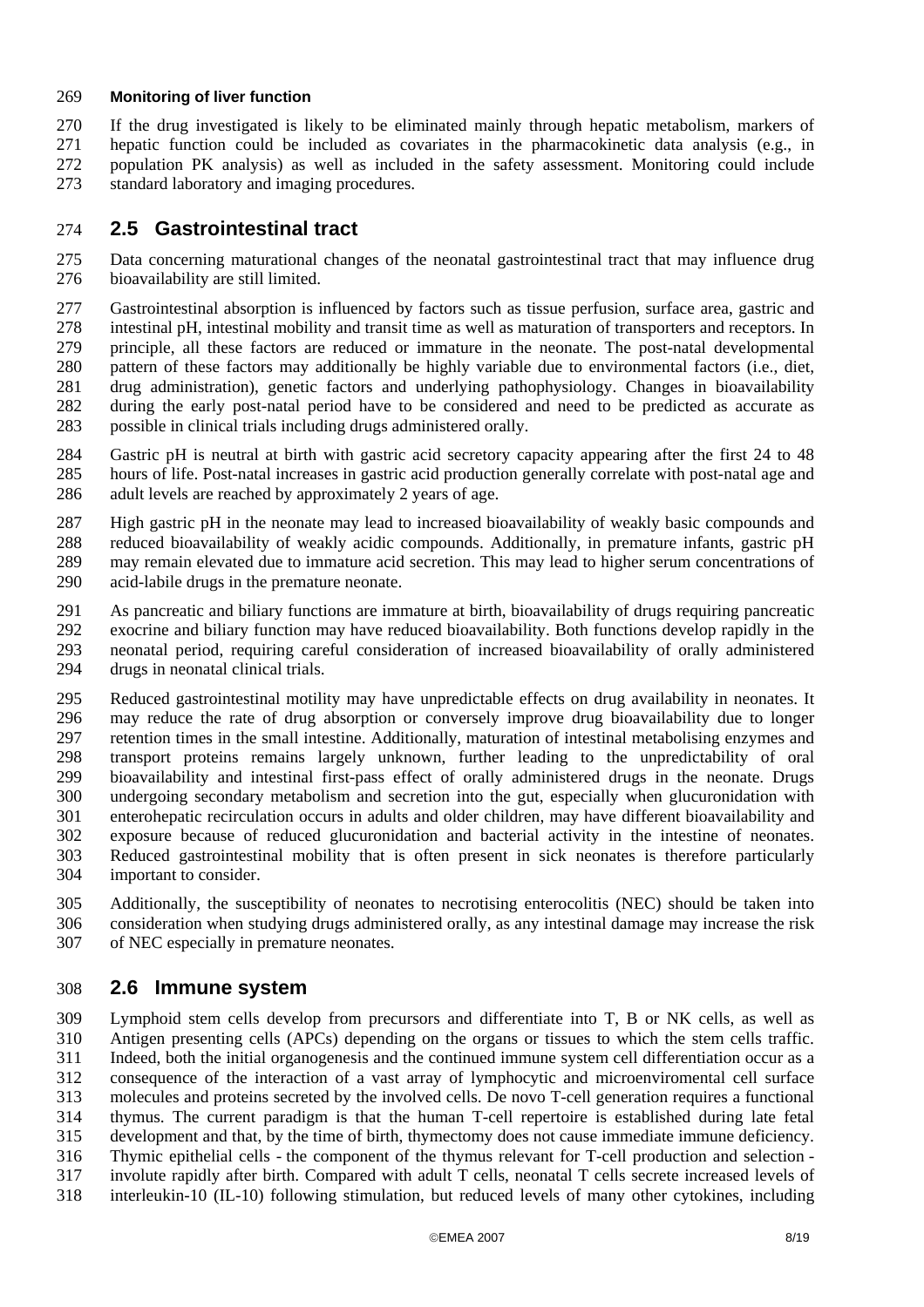**Monitoring of liver function**

If the drug investigated is likely to be eliminated mainly through hepatic metabolism, markers of hepatic function could be included as covariates in the pharmacokinetic data analysis (e.g., in population PK analysis) as well as included in the safety assessment. Monitoring could include standard laboratory and imaging procedures.

## 2.5 Gastrointestinal tract

Data concerning maturational changes of the neonatal gastrointestinal tract that may influence drug bioavailability are still limited.

Gastrointestinal absorption is influenced by factors such as tissue perfusion, surface area, gastric and intestinal pH, intestinal mobility and transit time as well as maturation of transporters and receptors. In principle, all these factors are reduced or immature in the neonate. The post-natal developmental pattern of these factors may additionally be highly variable due to environmental factors (i.e., diet, drug administration), genetic factors and underlying pathophysiology. Changes in bioavailability during the early post-natal period have to be considered and need to be predicted as accurate as possible in clinical trials including drugs administered orally.

Gastric pH is neutral at birth with gastric acid secretory capacity appearing after the first 24 to 48 hours of life. Post-natal increases in gastric acid production generally correlate with post-natal age and adult levels are reached by approximately 2 years of age.

High gastric pH in the neonate may lead to increased bioavailability of weakly basic compounds and reduced bioavailability of weakly acidic compounds. Additionally, in premature infants, gastric pH may remain elevated due to immature acid secretion. This may lead to higher serum concentrations of acid-labile drugs in the premature neonate.

As pancreatic and biliary functions are immature at birth, bioavailability of drugs requiring pancreatic exocrine and biliary function may have reduced bioavailability. Both functions develop rapidly in the neonatal period, requiring careful consideration of increased bioavailability of orally administered drugs in neonatal clinical trials.

Reduced gastrointestinal motility may have unpredictable effects on drug availability in neonates. It may reduce the rate of drug absorption or conversely improve drug bioavailability due to longer retention times in the small intestine. Additionally, maturation of intestinal metabolising enzymes and transport proteins remains largely unknown, further leading to the unpredictability of oral bioavailability and intestinal first-pass effect of orally administered drugs in the neonate. Drugs undergoing secondary metabolism and secretion into the gut, especially when glucuronidation with enterohepatic recirculation occurs in adults and older children, may have different bioavailability and exposure because of reduced glucuronidation and bacterial activity in the intestine of neonates. Reduced gastrointestinal mobility that is often present in sick neonates is therefore particularly important to consider.

Additionally, the susceptibility of neonates to necrotising enterocolitis (NEC) should be taken into consideration when studying drugs administered orally, as any intestinal damage may increase the risk of NEC especially in premature neonates.

## 2.6 Immune system

Lymphoid stem cells develop from precursors and differentiate into T, B or NK cells, as well as Antigen presenting cells (APCs) depending on the organs or tissues to which the stem cells traffic. Indeed, both the initial organogenesis and the continued immune system cell differentiation occur as a consequence of the interaction of a vast array of lymphocytic and microenviromental cell surface molecules and proteins secreted by the involved cells. De novo T-cell generation requires a functional thymus. The current paradigm is that the human T-cell repertoire is established during late fetal development and that, by the time of birth, thymectomy does not cause immediate immune deficiency. Thymic epithelial cells - the component of the thymus relevant for T-cell production and selection - involute rapidly after birth. Compared with adult T cells, neonatal T cells secrete increased levels of interleukin-10 (IL-10) following stimulation, but reduced levels of many other cytokines, including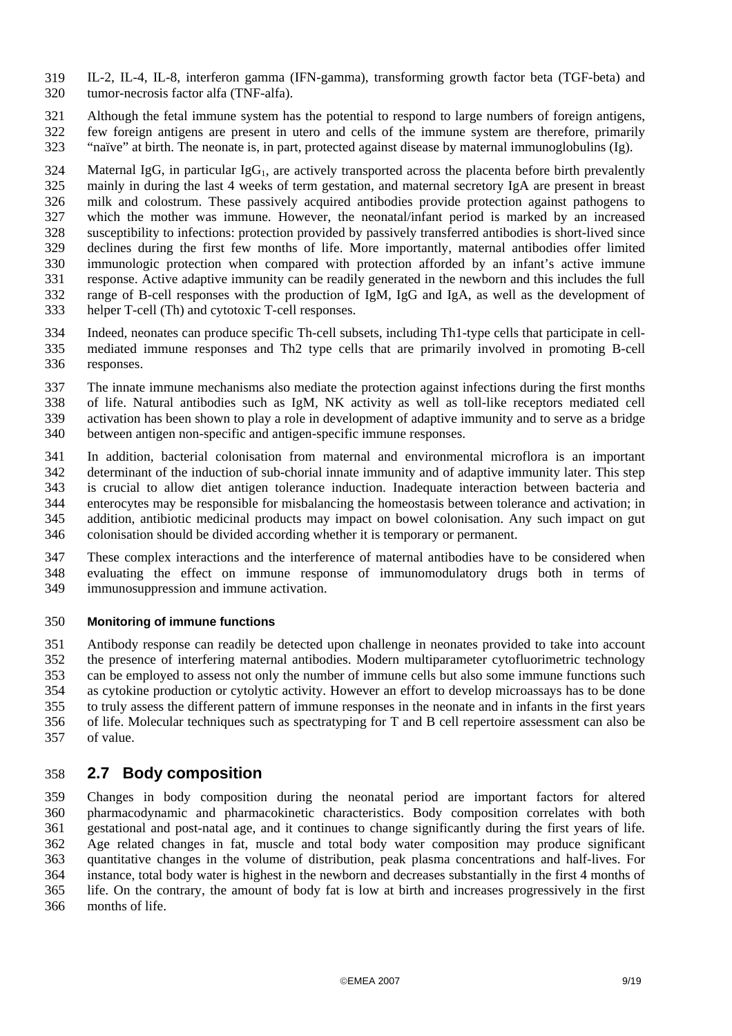IL-2, IL-4, IL-8, interferon gamma (IFN-gamma), transforming growth factor beta (TGF-beta) and tumor-necrosis factor alfa (TNF-alfa).

Although the fetal immune system has the potential to respond to large numbers of foreign antigens, few foreign antigens are present in utero and cells of the immune system are therefore, primarily "naïve" at birth. The neonate is, in part, protected against disease by maternal immunoglobulins (Ig).

Maternal IgG, in particular $IgG_1$, are actively transported across the placenta before birth prevalently mainly in during the last 4 weeks of term gestation, and maternal secretory IgA are present in breast milk and colostrum. These passively acquired antibodies provide protection against pathogens to which the mother was immune. However, the neonatal/infant period is marked by an increased susceptibility to infections: protection provided by passively transferred antibodies is short-lived since declines during the first few months of life. More importantly, maternal antibodies offer limited immunologic protection when compared with protection afforded by an infant's active immune response. Active adaptive immunity can be readily generated in the newborn and this includes the full range of B-cell responses with the production of IgM, IgG and IgA, as well as the development of helper T-cell (Th) and cytotoxic T-cell responses.

Indeed, neonates can produce specific Th-cell subsets, including Th1-type cells that participate in cell-mediated immune responses and Th2 type cells that are primarily involved in promoting B-cell responses.

The innate immune mechanisms also mediate the protection against infections during the first months of life. Natural antibodies such as IgM, NK activity as well as toll-like receptors mediated cell activation has been shown to play a role in development of adaptive immunity and to serve as a bridge between antigen non-specific and antigen-specific immune responses.

In addition, bacterial colonisation from maternal and environmental microflora is an important determinant of the induction of sub-chorial innate immunity and of adaptive immunity later. This step is crucial to allow diet antigen tolerance induction. Inadequate interaction between bacteria and enterocytes may be responsible for misbalancing the homeostasis between tolerance and activation; in addition, antibiotic medicinal products may impact on bowel colonisation. Any such impact on gut colonisation should be divided according whether it is temporary or permanent.

These complex interactions and the interference of maternal antibodies have to be considered when evaluating the effect on immune response of immunomodulatory drugs both in terms of immunosuppression and immune activation.

**Monitoring of immune functions**

Antibody response can readily be detected upon challenge in neonates provided to take into account the presence of interfering maternal antibodies. Modern multiparameter cytofluorimetric technology can be employed to assess not only the number of immune cells but also some immune functions such as cytokine production or cytolytic activity. However an effort to develop microassays has to be done to truly assess the different pattern of immune responses in the neonate and in infants in the first years of life. Molecular techniques such as spectratyping for T and B cell repertoire assessment can also be of value.

## 2.7 Body composition

Changes in body composition during the neonatal period are important factors for altered pharmacodynamic and pharmacokinetic characteristics. Body composition correlates with both gestational and post-natal age, and it continues to change significantly during the first years of life. Age related changes in fat, muscle and total body water composition may produce significant quantitative changes in the volume of distribution, peak plasma concentrations and half-lives. For instance, total body water is highest in the newborn and decreases substantially in the first 4 months of life. On the contrary, the amount of body fat is low at birth and increases progressively in the first months of life.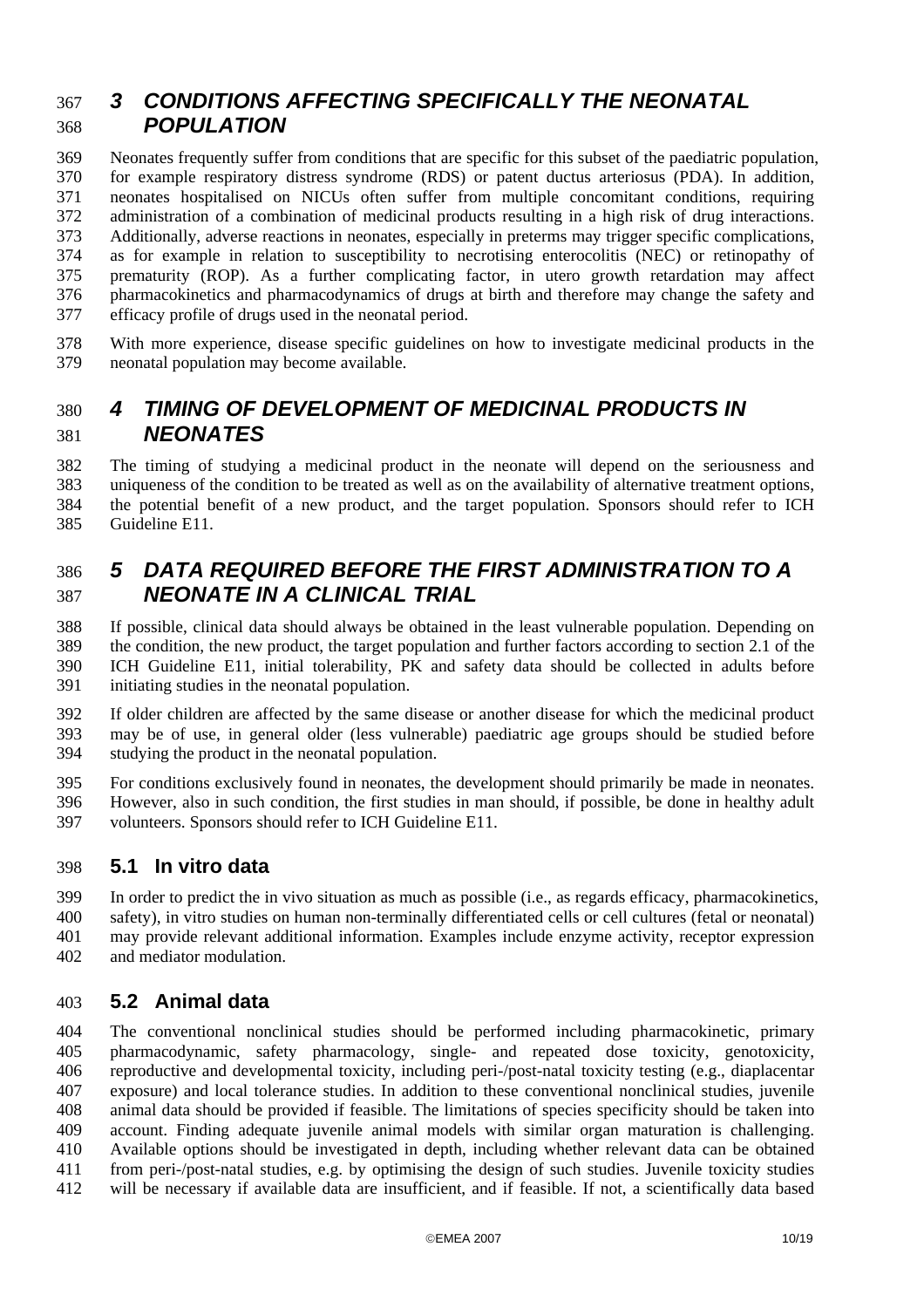# 3 CONDITIONS AFFECTING SPECIFICALLY THE NEONATAL POPULATION

Neonates frequently suffer from conditions that are specific for this subset of the paediatric population, for example respiratory distress syndrome (RDS) or patent ductus arteriosus (PDA). In addition, neonates hospitalised on NICUs often suffer from multiple concomitant conditions, requiring administration of a combination of medicinal products resulting in a high risk of drug interactions. Additionally, adverse reactions in neonates, especially in preterms may trigger specific complications, as for example in relation to susceptibility to necrotising enterocolitis (NEC) or retinopathy of prematurity (ROP). As a further complicating factor, in utero growth retardation may affect pharmacokinetics and pharmacodynamics of drugs at birth and therefore may change the safety and efficacy profile of drugs used in the neonatal period.

With more experience, disease specific guidelines on how to investigate medicinal products in the neonatal population may become available.

# 4 TIMING OF DEVELOPMENT OF MEDICINAL PRODUCTS IN NEONATES

The timing of studying a medicinal product in the neonate will depend on the seriousness and uniqueness of the condition to be treated as well as on the availability of alternative treatment options, the potential benefit of a new product, and the target population. Sponsors should refer to ICH Guideline E11.

# 5 DATA REQUIRED BEFORE THE FIRST ADMINISTRATION TO A NEONATE IN A CLINICAL TRIAL

If possible, clinical data should always be obtained in the least vulnerable population. Depending on the condition, the new product, the target population and further factors according to section 2.1 of the ICH Guideline E11, initial tolerability, PK and safety data should be collected in adults before initiating studies in the neonatal population.

If older children are affected by the same disease or another disease for which the medicinal product may be of use, in general older (less vulnerable) paediatric age groups should be studied before studying the product in the neonatal population.

For conditions exclusively found in neonates, the development should primarily be made in neonates. However, also in such condition, the first studies in man should, if possible, be done in healthy adult volunteers. Sponsors should refer to ICH Guideline E11.

## 5.1 In vitro data

In order to predict the in vivo situation as much as possible (i.e., as regards efficacy, pharmacokinetics, safety), in vitro studies on human non-terminally differentiated cells or cell cultures (fetal or neonatal) may provide relevant additional information. Examples include enzyme activity, receptor expression and mediator modulation.

## 5.2 Animal data

The conventional nonclinical studies should be performed including pharmacokinetic, primary pharmacodynamic, safety pharmacology, single- and repeated dose toxicity, genotoxicity, reproductive and developmental toxicity, including peri-/post-natal toxicity testing (e.g., diaplacentar exposure) and local tolerance studies. In addition to these conventional nonclinical studies, juvenile animal data should be provided if feasible. The limitations of species specificity should be taken into account. Finding adequate juvenile animal models with similar organ maturation is challenging. Available options should be investigated in depth, including whether relevant data can be obtained from peri-/post-natal studies, e.g. by optimising the design of such studies. Juvenile toxicity studies will be necessary if available data are insufficient, and if feasible. If not, a scientifically data based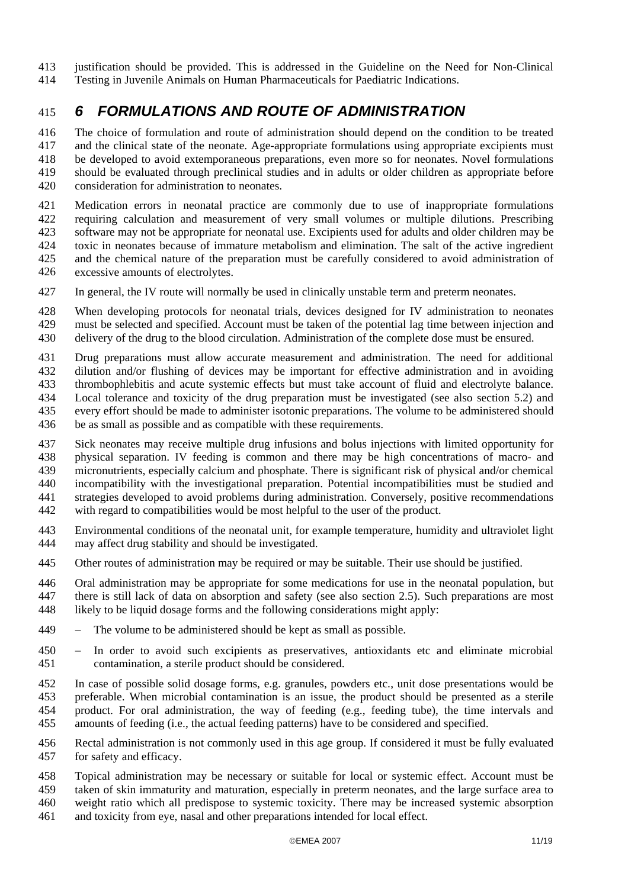justification should be provided. This is addressed in the Guideline on the Need for Non-Clinical Testing in Juvenile Animals on Human Pharmaceuticals for Paediatric Indications.

## *6 FORMULATIONS AND ROUTE OF ADMINISTRATION*

The choice of formulation and route of administration should depend on the condition to be treated and the clinical state of the neonate. Age-appropriate formulations using appropriate excipients must be developed to avoid extemporaneous preparations, even more so for neonates. Novel formulations should be evaluated through preclinical studies and in adults or older children as appropriate before consideration for administration to neonates.

Medication errors in neonatal practice are commonly due to use of inappropriate formulations requiring calculation and measurement of very small volumes or multiple dilutions. Prescribing software may not be appropriate for neonatal use. Excipients used for adults and older children may be toxic in neonates because of immature metabolism and elimination. The salt of the active ingredient and the chemical nature of the preparation must be carefully considered to avoid administration of excessive amounts of electrolytes.

In general, the IV route will normally be used in clinically unstable term and preterm neonates.

When developing protocols for neonatal trials, devices designed for IV administration to neonates must be selected and specified. Account must be taken of the potential lag time between injection and delivery of the drug to the blood circulation. Administration of the complete dose must be ensured.

Drug preparations must allow accurate measurement and administration. The need for additional dilution and/or flushing of devices may be important for effective administration and in avoiding thrombophlebitis and acute systemic effects but must take account of fluid and electrolyte balance. Local tolerance and toxicity of the drug preparation must be investigated (see also section 5.2) and every effort should be made to administer isotonic preparations. The volume to be administered should be as small as possible and as compatible with these requirements.

Sick neonates may receive multiple drug infusions and bolus injections with limited opportunity for physical separation. IV feeding is common and there may be high concentrations of macro- and micronutrients, especially calcium and phosphate. There is significant risk of physical and/or chemical incompatibility with the investigational preparation. Potential incompatibilities must be studied and strategies developed to avoid problems during administration. Conversely, positive recommendations with regard to compatibilities would be most helpful to the user of the product.

Environmental conditions of the neonatal unit, for example temperature, humidity and ultraviolet light may affect drug stability and should be investigated.

Other routes of administration may be required or may be suitable. Their use should be justified.

Oral administration may be appropriate for some medications for use in the neonatal population, but there is still lack of data on absorption and safety (see also section 2.5). Such preparations are most likely to be liquid dosage forms and the following considerations might apply:

- The volume to be administered should be kept as small as possible.
- In order to avoid such excipients as preservatives, antioxidants etc and eliminate microbial contamination, a sterile product should be considered.

In case of possible solid dosage forms, e.g. granules, powders etc., unit dose presentations would be preferable. When microbial contamination is an issue, the product should be presented as a sterile product. For oral administration, the way of feeding (e.g., feeding tube), the time intervals and amounts of feeding (i.e., the actual feeding patterns) have to be considered and specified.

Rectal administration is not commonly used in this age group. If considered it must be fully evaluated for safety and efficacy.

Topical administration may be necessary or suitable for local or systemic effect. Account must be taken of skin immaturity and maturation, especially in preterm neonates, and the large surface area to weight ratio which all predispose to systemic toxicity. There may be increased systemic absorption and toxicity from eye, nasal and other preparations intended for local effect.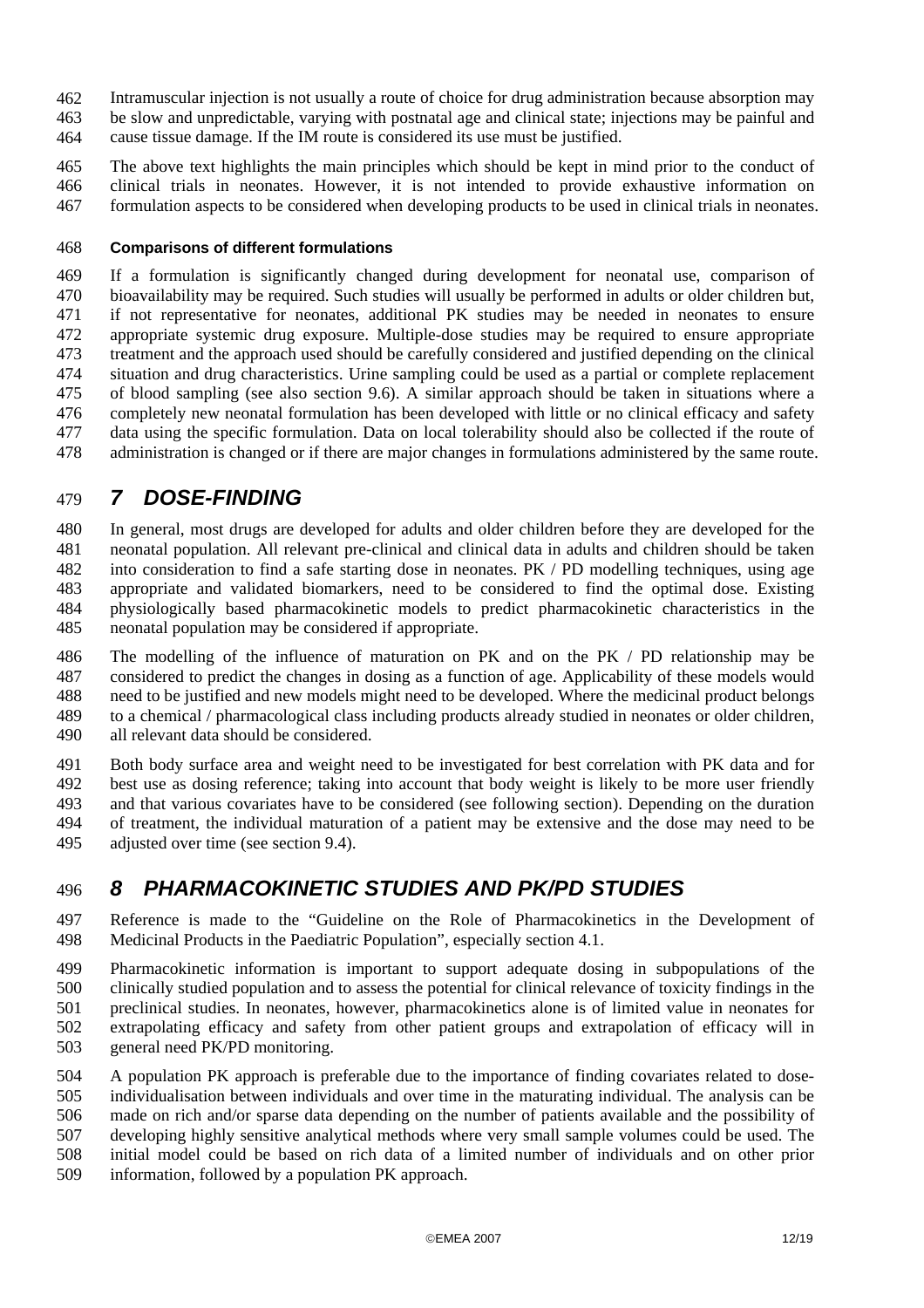Intramuscular injection is not usually a route of choice for drug administration because absorption may be slow and unpredictable, varying with postnatal age and clinical state; injections may be painful and cause tissue damage. If the IM route is considered its use must be justified.

The above text highlights the main principles which should be kept in mind prior to the conduct of clinical trials in neonates. However, it is not intended to provide exhaustive information on formulation aspects to be considered when developing products to be used in clinical trials in neonates.

#### Comparisons of different formulations

If a formulation is significantly changed during development for neonatal use, comparison of bioavailability may be required. Such studies will usually be performed in adults or older children but, if not representative for neonates, additional PK studies may be needed in neonates to ensure appropriate systemic drug exposure. Multiple-dose studies may be required to ensure appropriate treatment and the approach used should be carefully considered and justified depending on the clinical situation and drug characteristics. Urine sampling could be used as a partial or complete replacement of blood sampling (see also section 9.6). A similar approach should be taken in situations where a completely new neonatal formulation has been developed with little or no clinical efficacy and safety data using the specific formulation. Data on local tolerability should also be collected if the route of administration is changed or if there are major changes in formulations administered by the same route.

## *7 DOSE-FINDING*

In general, most drugs are developed for adults and older children before they are developed for the neonatal population. All relevant pre-clinical and clinical data in adults and children should be taken into consideration to find a safe starting dose in neonates. PK / PD modelling techniques, using age appropriate and validated biomarkers, need to be considered to find the optimal dose. Existing physiologically based pharmacokinetic models to predict pharmacokinetic characteristics in the neonatal population may be considered if appropriate.

The modelling of the influence of maturation on PK and on the PK / PD relationship may be considered to predict the changes in dosing as a function of age. Applicability of these models would need to be justified and new models might need to be developed. Where the medicinal product belongs to a chemical / pharmacological class including products already studied in neonates or older children, all relevant data should be considered.

Both body surface area and weight need to be investigated for best correlation with PK data and for best use as dosing reference; taking into account that body weight is likely to be more user friendly and that various covariates have to be considered (see following section). Depending on the duration of treatment, the individual maturation of a patient may be extensive and the dose may need to be adjusted over time (see section 9.4).

## *8 PHARMACOKINETIC STUDIES AND PK/PD STUDIES*

Reference is made to the "Guideline on the Role of Pharmacokinetics in the Development of Medicinal Products in the Paediatric Population", especially section 4.1.

Pharmacokinetic information is important to support adequate dosing in subpopulations of the clinically studied population and to assess the potential for clinical relevance of toxicity findings in the preclinical studies. In neonates, however, pharmacokinetics alone is of limited value in neonates for extrapolating efficacy and safety from other patient groups and extrapolation of efficacy will in general need PK/PD monitoring.

A population PK approach is preferable due to the importance of finding covariates related to dose-individualisation between individuals and over time in the maturating individual. The analysis can be made on rich and/or sparse data depending on the number of patients available and the possibility of developing highly sensitive analytical methods where very small sample volumes could be used. The initial model could be based on rich data of a limited number of individuals and on other prior information, followed by a population PK approach.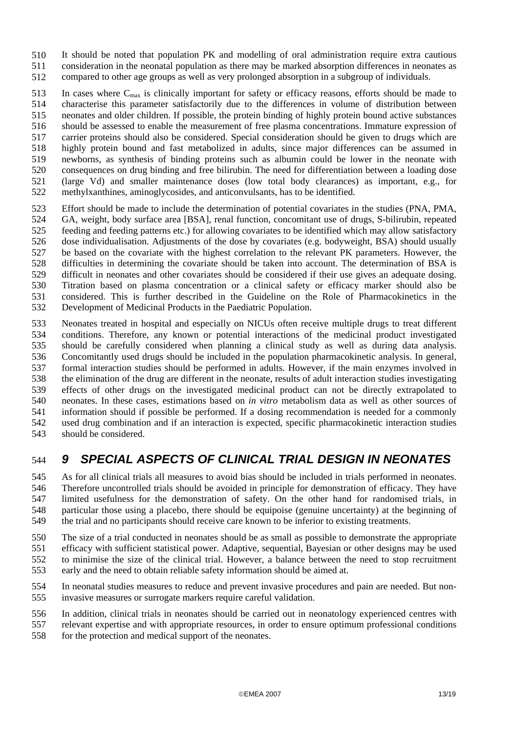It should be noted that population PK and modelling of oral administration require extra cautious consideration in the neonatal population as there may be marked absorption differences in neonates as compared to other age groups as well as very prolonged absorption in a subgroup of individuals.

In cases where $C_{max}$ is clinically important for safety or efficacy reasons, efforts should be made to characterise this parameter satisfactorily due to the differences in volume of distribution between neonates and older children. If possible, the protein binding of highly protein bound active substances should be assessed to enable the measurement of free plasma concentrations. Immature expression of carrier proteins should also be considered. Special consideration should be given to drugs which are highly protein bound and fast metabolized in adults, since major differences can be assumed in newborns, as synthesis of binding proteins such as albumin could be lower in the neonate with consequences on drug binding and free bilirubin. The need for differentiation between a loading dose (large Vd) and smaller maintenance doses (low total body clearances) as important, e.g., for methylxanthines, aminoglycosides, and anticonvulsants, has to be identified.

Effort should be made to include the determination of potential covariates in the studies (PNA, PMA, GA, weight, body surface area [BSA], renal function, concomitant use of drugs, S-bilirubin, repeated feeding and feeding patterns etc.) for allowing covariates to be identified which may allow satisfactory dose individualisation. Adjustments of the dose by covariates (e.g. bodyweight, BSA) should usually be based on the covariate with the highest correlation to the relevant PK parameters. However, the difficulties in determining the covariate should be taken into account. The determination of BSA is difficult in neonates and other covariates should be considered if their use gives an adequate dosing. Titration based on plasma concentration or a clinical safety or efficacy marker should also be considered. This is further described in the Guideline on the Role of Pharmacokinetics in the Development of Medicinal Products in the Paediatric Population.

Neonates treated in hospital and especially on NICUs often receive multiple drugs to treat different conditions. Therefore, any known or potential interactions of the medicinal product investigated should be carefully considered when planning a clinical study as well as during data analysis. Concomitantly used drugs should be included in the population pharmacokinetic analysis. In general, formal interaction studies should be performed in adults. However, if the main enzymes involved in the elimination of the drug are different in the neonate, results of adult interaction studies investigating effects of other drugs on the investigated medicinal product can not be directly extrapolated to neonates. In these cases, estimations based on *in vitro* metabolism data as well as other sources of information should if possible be performed. If a dosing recommendation is needed for a commonly used drug combination and if an interaction is expected, specific pharmacokinetic interaction studies should be considered.

# 9 SPECIAL ASPECTS OF CLINICAL TRIAL DESIGN IN NEONATES

As for all clinical trials all measures to avoid bias should be included in trials performed in neonates. Therefore uncontrolled trials should be avoided in principle for demonstration of efficacy. They have limited usefulness for the demonstration of safety. On the other hand for randomised trials, in particular those using a placebo, there should be equipoise (genuine uncertainty) at the beginning of the trial and no participants should receive care known to be inferior to existing treatments.

The size of a trial conducted in neonates should be as small as possible to demonstrate the appropriate efficacy with sufficient statistical power. Adaptive, sequential, Bayesian or other designs may be used to minimise the size of the clinical trial. However, a balance between the need to stop recruitment early and the need to obtain reliable safety information should be aimed at.

In neonatal studies measures to reduce and prevent invasive procedures and pain are needed. But non-invasive measures or surrogate markers require careful validation.

In addition, clinical trials in neonates should be carried out in neonatology experienced centres with relevant expertise and with appropriate resources, in order to ensure optimum professional conditions for the protection and medical support of the neonates.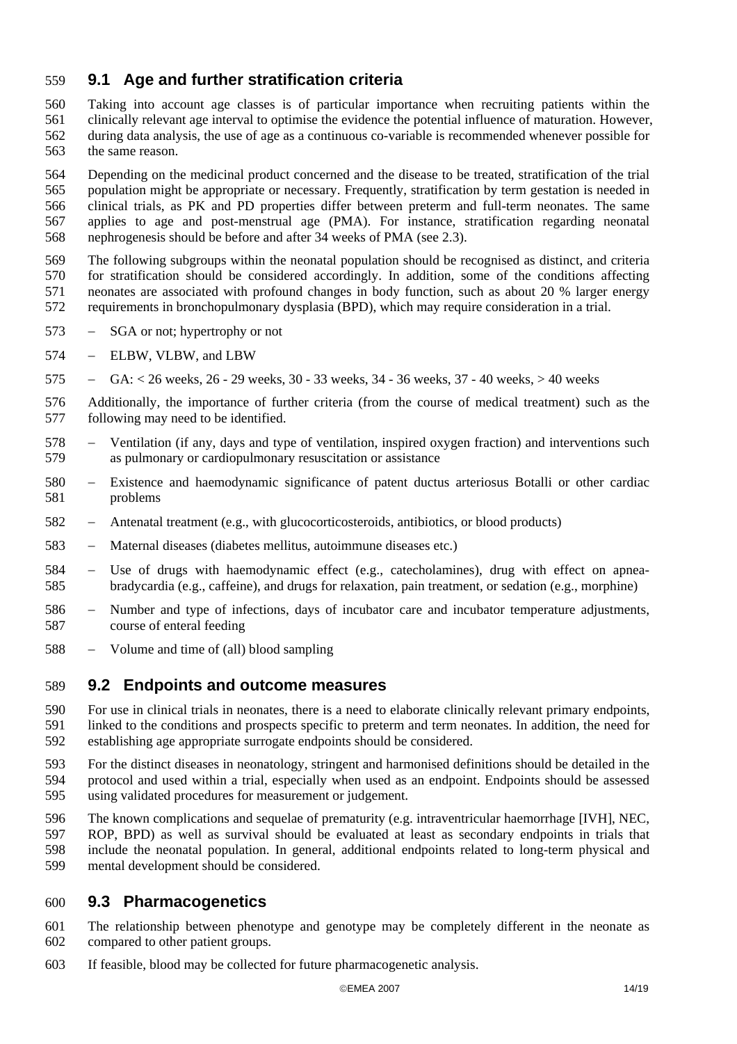## 9.1 Age and further stratification criteria

Taking into account age classes is of particular importance when recruiting patients within the clinically relevant age interval to optimise the evidence the potential influence of maturation. However, during data analysis, the use of age as a continuous co-variable is recommended whenever possible for the same reason.

Depending on the medicinal product concerned and the disease to be treated, stratification of the trial population might be appropriate or necessary. Frequently, stratification by term gestation is needed in clinical trials, as PK and PD properties differ between preterm and full-term neonates. The same applies to age and post-menstrual age (PMA). For instance, stratification regarding neonatal nephrogenesis should be before and after 34 weeks of PMA (see 2.3).

The following subgroups within the neonatal population should be recognised as distinct, and criteria for stratification should be considered accordingly. In addition, some of the conditions affecting neonates are associated with profound changes in body function, such as about 20 % larger energy requirements in bronchopulmonary dysplasia (BPD), which may require consideration in a trial.

- SGA or not; hypertrophy or not
- ELBW, VLBW, and LBW
- GA: < 26 weeks, 26 - 29 weeks, 30 - 33 weeks, 34 - 36 weeks, 37 - 40 weeks, > 40 weeks

Additionally, the importance of further criteria (from the course of medical treatment) such as the following may need to be identified.

- Ventilation (if any, days and type of ventilation, inspired oxygen fraction) and interventions such as pulmonary or cardiopulmonary resuscitation or assistance
- Existence and haemodynamic significance of patent ductus arteriosus Botalli or other cardiac problems
- Antenatal treatment (e.g., with glucocorticosteroids, antibiotics, or blood products)
- Maternal diseases (diabetes mellitus, autoimmune diseases etc.)
- Use of drugs with haemodynamic effect (e.g., catecholamines), drug with effect on apnea-bradycardia (e.g., caffeine), and drugs for relaxation, pain treatment, or sedation (e.g., morphine)
- Number and type of infections, days of incubator care and incubator temperature adjustments, course of enteral feeding
- Volume and time of (all) blood sampling

## 9.2 Endpoints and outcome measures

For use in clinical trials in neonates, there is a need to elaborate clinically relevant primary endpoints, linked to the conditions and prospects specific to preterm and term neonates. In addition, the need for establishing age appropriate surrogate endpoints should be considered.

For the distinct diseases in neonatology, stringent and harmonised definitions should be detailed in the protocol and used within a trial, especially when used as an endpoint. Endpoints should be assessed using validated procedures for measurement or judgement.

The known complications and sequelae of prematurity (e.g. intraventricular haemorrhage [IVH], NEC, ROP, BPD) as well as survival should be evaluated at least as secondary endpoints in trials that include the neonatal population. In general, additional endpoints related to long-term physical and mental development should be considered.

## 9.3 Pharmacogenetics

The relationship between phenotype and genotype may be completely different in the neonate as compared to other patient groups.

If feasible, blood may be collected for future pharmacogenetic analysis.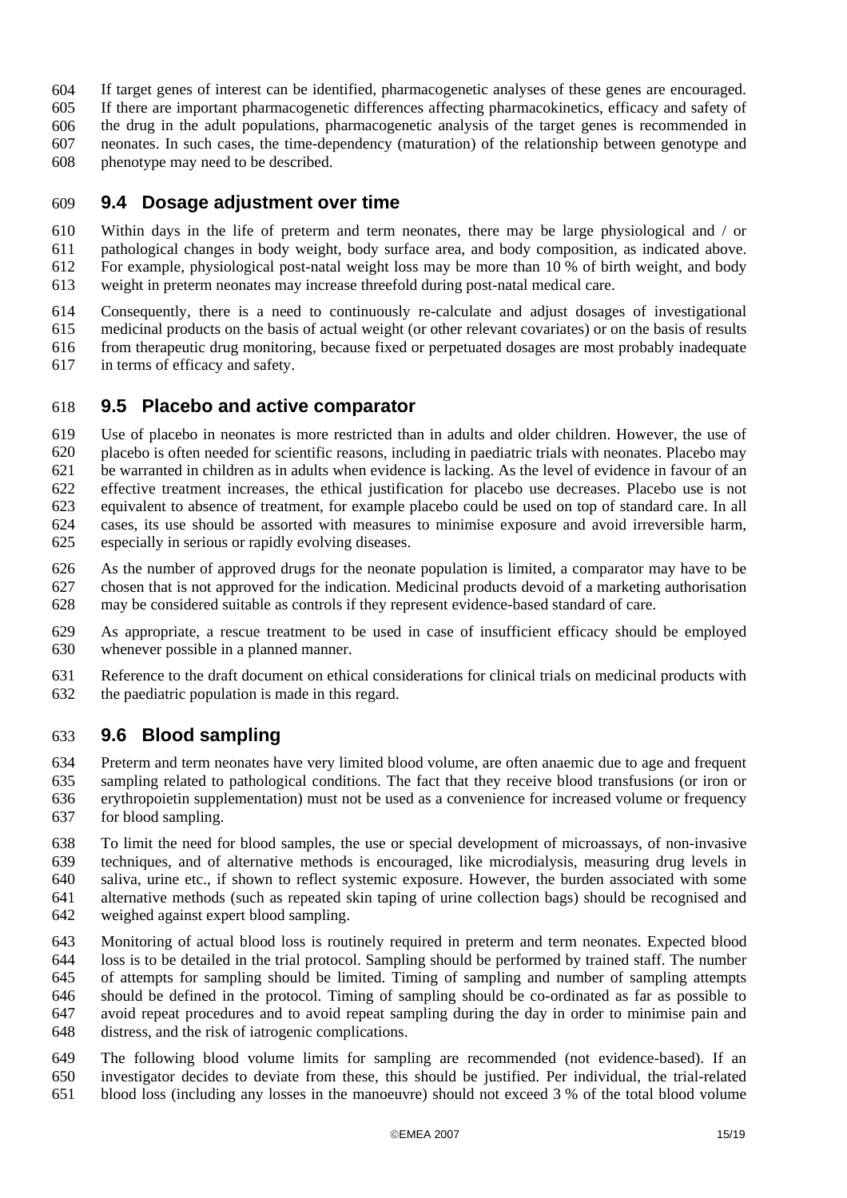If target genes of interest can be identified, pharmacogenetic analyses of these genes are encouraged. If there are important pharmacogenetic differences affecting pharmacokinetics, efficacy and safety of the drug in the adult populations, pharmacogenetic analysis of the target genes is recommended in neonates. In such cases, the time-dependency (maturation) of the relationship between genotype and phenotype may need to be described.

## 9.4 Dosage adjustment over time

Within days in the life of preterm and term neonates, there may be large physiological and / or pathological changes in body weight, body surface area, and body composition, as indicated above. For example, physiological post-natal weight loss may be more than 10 % of birth weight, and body weight in preterm neonates may increase threefold during post-natal medical care.

Consequently, there is a need to continuously re-calculate and adjust dosages of investigational medicinal products on the basis of actual weight (or other relevant covariates) or on the basis of results from therapeutic drug monitoring, because fixed or perpetuated dosages are most probably inadequate in terms of efficacy and safety.

## 9.5 Placebo and active comparator

Use of placebo in neonates is more restricted than in adults and older children. However, the use of placebo is often needed for scientific reasons, including in paediatric trials with neonates. Placebo may be warranted in children as in adults when evidence is lacking. As the level of evidence in favour of an effective treatment increases, the ethical justification for placebo use decreases. Placebo use is not equivalent to absence of treatment, for example placebo could be used on top of standard care. In all cases, its use should be assorted with measures to minimise exposure and avoid irreversible harm, especially in serious or rapidly evolving diseases.

As the number of approved drugs for the neonate population is limited, a comparator may have to be chosen that is not approved for the indication. Medicinal products devoid of a marketing authorisation may be considered suitable as controls if they represent evidence-based standard of care.

As appropriate, a rescue treatment to be used in case of insufficient efficacy should be employed whenever possible in a planned manner.

Reference to the draft document on ethical considerations for clinical trials on medicinal products with the paediatric population is made in this regard.

## 9.6 Blood sampling

Preterm and term neonates have very limited blood volume, are often anaemic due to age and frequent sampling related to pathological conditions. The fact that they receive blood transfusions (or iron or erythropoietin supplementation) must not be used as a convenience for increased volume or frequency for blood sampling.

To limit the need for blood samples, the use or special development of microassays, of non-invasive techniques, and of alternative methods is encouraged, like microdialysis, measuring drug levels in saliva, urine etc., if shown to reflect systemic exposure. However, the burden associated with some alternative methods (such as repeated skin taping of urine collection bags) should be recognised and weighed against expert blood sampling.

Monitoring of actual blood loss is routinely required in preterm and term neonates. Expected blood loss is to be detailed in the trial protocol. Sampling should be performed by trained staff. The number of attempts for sampling should be limited. Timing of sampling and number of sampling attempts should be defined in the protocol. Timing of sampling should be co-ordinated as far as possible to avoid repeat procedures and to avoid repeat sampling during the day in order to minimise pain and distress, and the risk of iatrogenic complications.

The following blood volume limits for sampling are recommended (not evidence-based). If an investigator decides to deviate from these, this should be justified. Per individual, the trial-related blood loss (including any losses in the manoeuvre) should not exceed 3 % of the total blood volume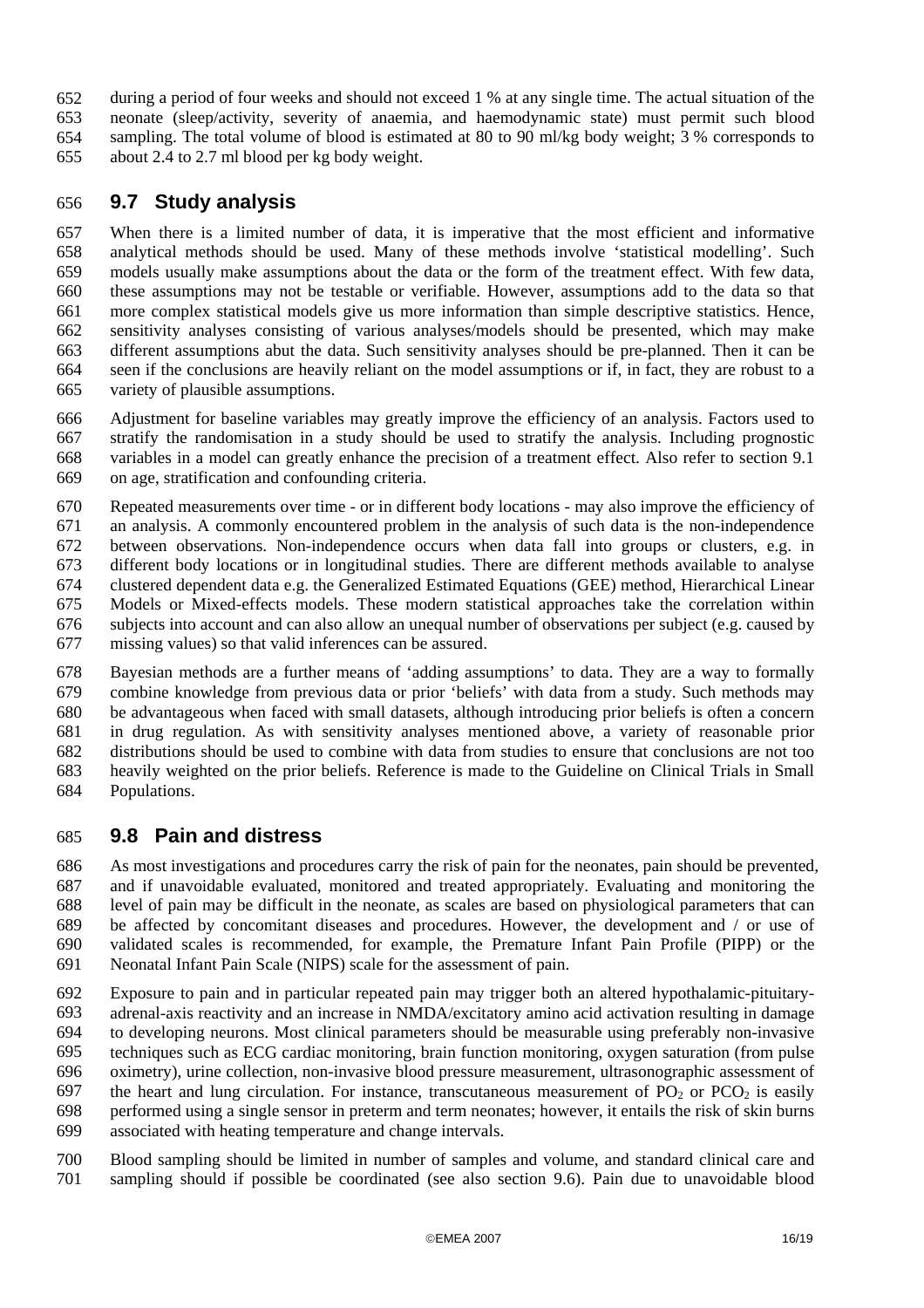during a period of four weeks and should not exceed 1 % at any single time. The actual situation of the neonate (sleep/activity, severity of anaemia, and haemodynamic state) must permit such blood sampling. The total volume of blood is estimated at 80 to 90 ml/kg body weight; 3 % corresponds to about 2.4 to 2.7 ml blood per kg body weight.

## 9.7 Study analysis

When there is a limited number of data, it is imperative that the most efficient and informative analytical methods should be used. Many of these methods involve 'statistical modelling'. Such models usually make assumptions about the data or the form of the treatment effect. With few data, these assumptions may not be testable or verifiable. However, assumptions add to the data so that more complex statistical models give us more information than simple descriptive statistics. Hence, sensitivity analyses consisting of various analyses/models should be presented, which may make different assumptions abut the data. Such sensitivity analyses should be pre-planned. Then it can be seen if the conclusions are heavily reliant on the model assumptions or if, in fact, they are robust to a variety of plausible assumptions.

Adjustment for baseline variables may greatly improve the efficiency of an analysis. Factors used to stratify the randomisation in a study should be used to stratify the analysis. Including prognostic variables in a model can greatly enhance the precision of a treatment effect. Also refer to section 9.1 on age, stratification and confounding criteria.

Repeated measurements over time - or in different body locations - may also improve the efficiency of an analysis. A commonly encountered problem in the analysis of such data is the non-independence between observations. Non-independence occurs when data fall into groups or clusters, e.g. in different body locations or in longitudinal studies. There are different methods available to analyse clustered dependent data e.g. the Generalized Estimated Equations (GEE) method, Hierarchical Linear Models or Mixed-effects models. These modern statistical approaches take the correlation within subjects into account and can also allow an unequal number of observations per subject (e.g. caused by missing values) so that valid inferences can be assured.

Bayesian methods are a further means of 'adding assumptions' to data. They are a way to formally combine knowledge from previous data or prior 'beliefs' with data from a study. Such methods may be advantageous when faced with small datasets, although introducing prior beliefs is often a concern in drug regulation. As with sensitivity analyses mentioned above, a variety of reasonable prior distributions should be used to combine with data from studies to ensure that conclusions are not too heavily weighted on the prior beliefs. Reference is made to the Guideline on Clinical Trials in Small Populations.

## 9.8 Pain and distress

As most investigations and procedures carry the risk of pain for the neonates, pain should be prevented, and if unavoidable evaluated, monitored and treated appropriately. Evaluating and monitoring the level of pain may be difficult in the neonate, as scales are based on physiological parameters that can be affected by concomitant diseases and procedures. However, the development and / or use of validated scales is recommended, for example, the Premature Infant Pain Profile (PIPP) or the Neonatal Infant Pain Scale (NIPS) scale for the assessment of pain.

Exposure to pain and in particular repeated pain may trigger both an altered hypothalamic-pituitary-adrenal-axis reactivity and an increase in NMDA/excitatory amino acid activation resulting in damage to developing neurons. Most clinical parameters should be measurable using preferably non-invasive techniques such as ECG cardiac monitoring, brain function monitoring, oxygen saturation (from pulse oximetry), urine collection, non-invasive blood pressure measurement, ultrasonographic assessment of the heart and lung circulation. For instance, transcutaneous measurement of $PO_2$ or $PCO_2$ is easily performed using a single sensor in preterm and term neonates; however, it entails the risk of skin burns associated with heating temperature and change intervals.

Blood sampling should be limited in number of samples and volume, and standard clinical care and sampling should if possible be coordinated (see also section 9.6). Pain due to unavoidable blood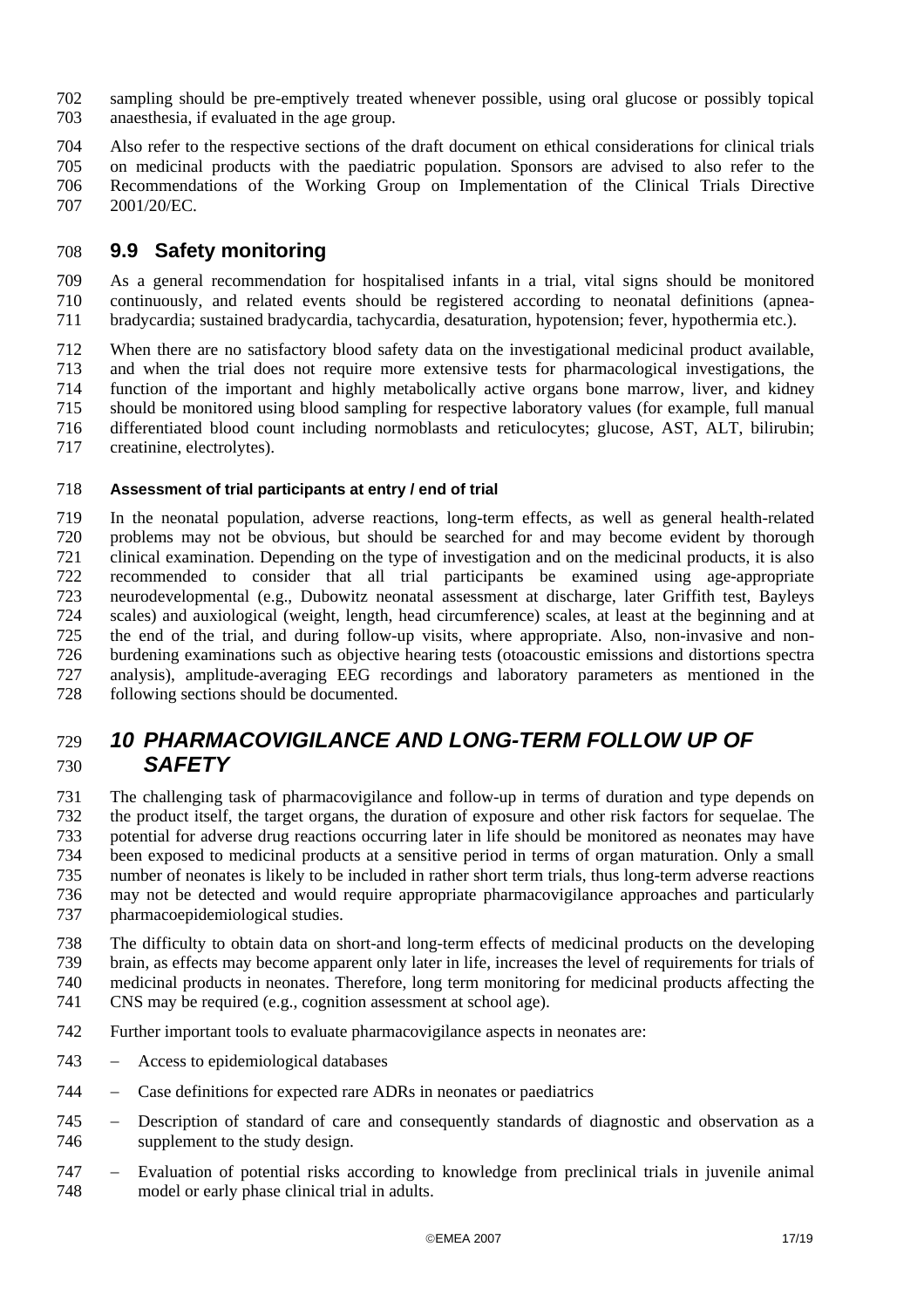sampling should be pre-emptively treated whenever possible, using oral glucose or possibly topical anaesthesia, if evaluated in the age group.

Also refer to the respective sections of the draft document on ethical considerations for clinical trials on medicinal products with the paediatric population. Sponsors are advised to also refer to the Recommendations of the Working Group on Implementation of the Clinical Trials Directive 2001/20/EC.

## 9.9 Safety monitoring

As a general recommendation for hospitalised infants in a trial, vital signs should be monitored continuously, and related events should be registered according to neonatal definitions (apnea-bradycardia; sustained bradycardia, tachycardia, desaturation, hypotension; fever, hypothermia etc.).

When there are no satisfactory blood safety data on the investigational medicinal product available, and when the trial does not require more extensive tests for pharmacological investigations, the function of the important and highly metabolically active organs bone marrow, liver, and kidney should be monitored using blood sampling for respective laboratory values (for example, full manual differentiated blood count including normoblasts and reticulocytes; glucose, AST, ALT, bilirubin; creatinine, electrolytes).

#### Assessment of trial participants at entry / end of trial

In the neonatal population, adverse reactions, long-term effects, as well as general health-related problems may not be obvious, but should be searched for and may become evident by thorough clinical examination. Depending on the type of investigation and on the medicinal products, it is also recommended to consider that all trial participants be examined using age-appropriate neurodevelopmental (e.g., Dubowitz neonatal assessment at discharge, later Griffith test, Bayleys scales) and auxiological (weight, length, head circumference) scales, at least at the beginning and at the end of the trial, and during follow-up visits, where appropriate. Also, non-invasive and non-burdening examinations such as objective hearing tests (otoacoustic emissions and distortions spectra analysis), amplitude-averaging EEG recordings and laboratory parameters as mentioned in the following sections should be documented.

# *10 PHARMACOVIGILANCE AND LONG-TERM FOLLOW UP OF SAFETY*

The challenging task of pharmacovigilance and follow-up in terms of duration and type depends on the product itself, the target organs, the duration of exposure and other risk factors for sequelae. The potential for adverse drug reactions occurring later in life should be monitored as neonates may have been exposed to medicinal products at a sensitive period in terms of organ maturation. Only a small number of neonates is likely to be included in rather short term trials, thus long-term adverse reactions may not be detected and would require appropriate pharmacovigilance approaches and particularly pharmacoepidemiological studies.

The difficulty to obtain data on short-and long-term effects of medicinal products on the developing brain, as effects may become apparent only later in life, increases the level of requirements for trials of medicinal products in neonates. Therefore, long term monitoring for medicinal products affecting the CNS may be required (e.g., cognition assessment at school age).

Further important tools to evaluate pharmacovigilance aspects in neonates are:

- Access to epidemiological databases
- Case definitions for expected rare ADRs in neonates or paediatrics
- Description of standard of care and consequently standards of diagnostic and observation as a supplement to the study design.
- Evaluation of potential risks according to knowledge from preclinical trials in juvenile animal model or early phase clinical trial in adults.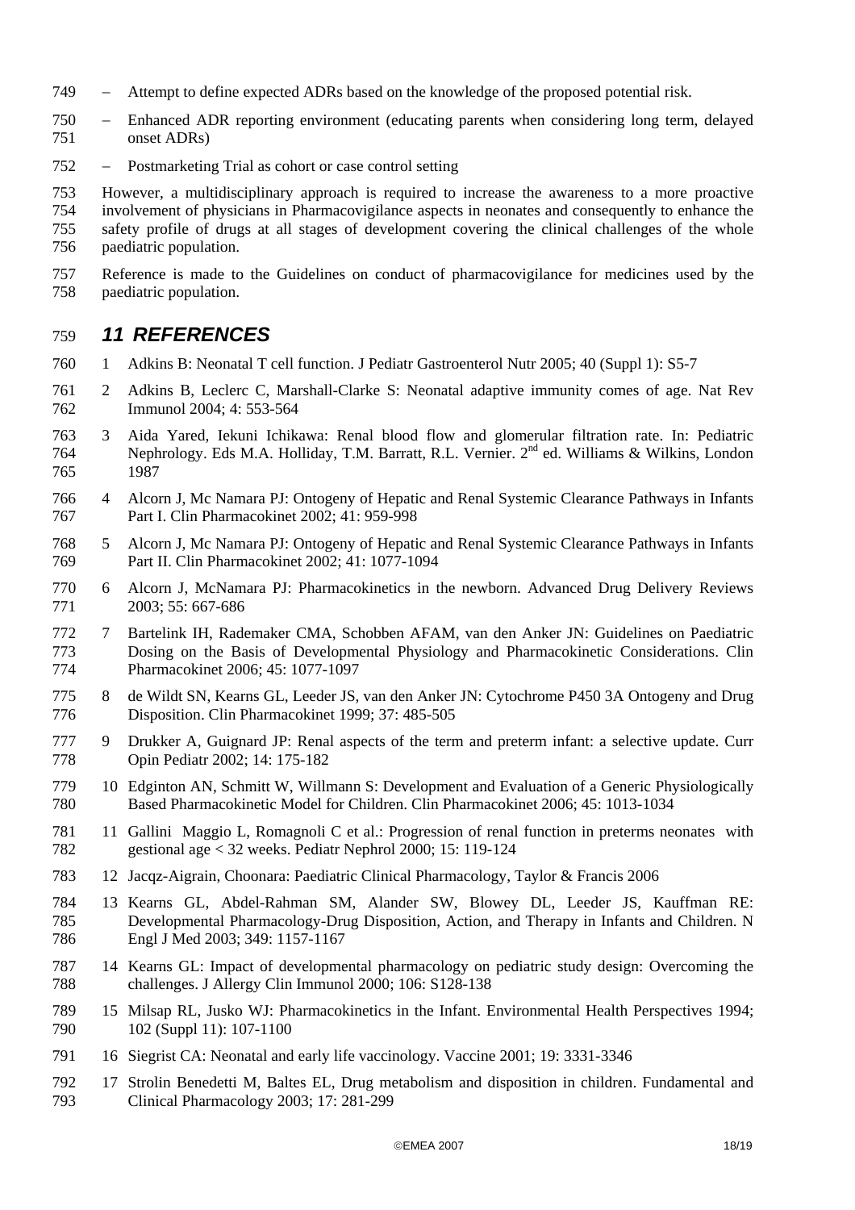- Attempt to define expected ADRs based on the knowledge of the proposed potential risk.
- Enhanced ADR reporting environment (educating parents when considering long term, delayed onset ADRs)
- Postmarketing Trial as cohort or case control setting

However, a multidisciplinary approach is required to increase the awareness to a more proactive involvement of physicians in Pharmacovigilance aspects in neonates and consequently to enhance the safety profile of drugs at all stages of development covering the clinical challenges of the whole paediatric population.

Reference is made to the Guidelines on conduct of pharmacovigilance for medicines used by the paediatric population.

## 11 REFERENCES

1. Adkins B: Neonatal T cell function. J Pediatr Gastroenterol Nutr 2005; 40 (Suppl 1): S5-7
2. Adkins B, Leclerc C, Marshall-Clarke S: Neonatal adaptive immunity comes of age. Nat Rev Immunol 2004; 4: 553-564
3. Aida Yared, Iekuni Ichikawa: Renal blood flow and glomerular filtration rate. In: Pediatric Nephrology. Eds M.A. Holliday, T.M. Barratt, R.L. Vernier. 2nd ed. Williams & Wilkins, London 1987
4. Alcorn J, Mc Namara PJ: Ontogeny of Hepatic and Renal Systemic Clearance Pathways in Infants Part I. Clin Pharmacokinet 2002; 41: 959-998
5. Alcorn J, Mc Namara PJ: Ontogeny of Hepatic and Renal Systemic Clearance Pathways in Infants Part II. Clin Pharmacokinet 2002; 41: 1077-1094
6. Alcorn J, McNamara PJ: Pharmacokinetics in the newborn. Advanced Drug Delivery Reviews 2003; 55: 667-686
7. Bartelink IH, Rademaker CMA, Schobben AFAM, van den Anker JN: Guidelines on Paediatric Dosing on the Basis of Developmental Physiology and Pharmacokinetic Considerations. Clin Pharmacokinet 2006; 45: 1077-1097
8. de Wildt SN, Kearns GL, Leeder JS, van den Anker JN: Cytochrome P450 3A Ontogeny and Drug Disposition. Clin Pharmacokinet 1999; 37: 485-505
9. Drukker A, Guignard JP: Renal aspects of the term and preterm infant: a selective update. Curr Opin Pediatr 2002; 14: 175-182
10. Edginton AN, Schmitt W, Willmann S: Development and Evaluation of a Generic Physiologically Based Pharmacokinetic Model for Children. Clin Pharmacokinet 2006; 45: 1013-1034
11. Gallini Maggio L, Romagnoli C et al.: Progression of renal function in preterms neonates with gestional age < 32 weeks. Pediatr Nephrol 2000; 15: 119-124
12. Jacqz-Aigrain, Choonara: Paediatric Clinical Pharmacology, Taylor & Francis 2006
13. Kearns GL, Abdel-Rahman SM, Alander SW, Blowey DL, Leeder JS, Kauffman RE: Developmental Pharmacology-Drug Disposition, Action, and Therapy in Infants and Children. N Engl J Med 2003; 349: 1157-1167
14. Kearns GL: Impact of developmental pharmacology on pediatric study design: Overcoming the challenges. J Allergy Clin Immunol 2000; 106: S128-138
15. Milsap RL, Jusko WJ: Pharmacokinetics in the Infant. Environmental Health Perspectives 1994; 102 (Suppl 11): 107-1100
16. Siegrist CA: Neonatal and early life vaccinology. Vaccine 2001; 19: 3331-3346
17. Strolin Benedetti M, Baltes EL, Drug metabolism and disposition in children. Fundamental and Clinical Pharmacology 2003; 17: 281-299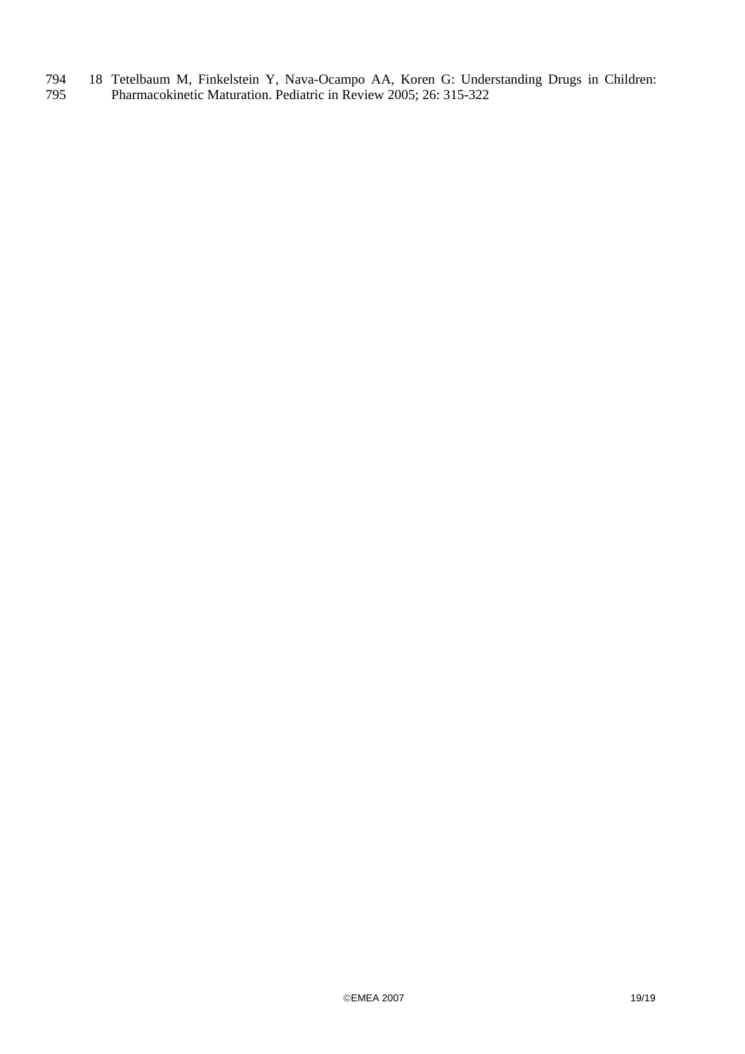18 Tetelbaum M, Finkelstein Y, Nava-Ocampo AA, Koren G: Understanding Drugs in Children: Pharmacokinetic Maturation. Pediatric in Review 2005; 26: 315-322